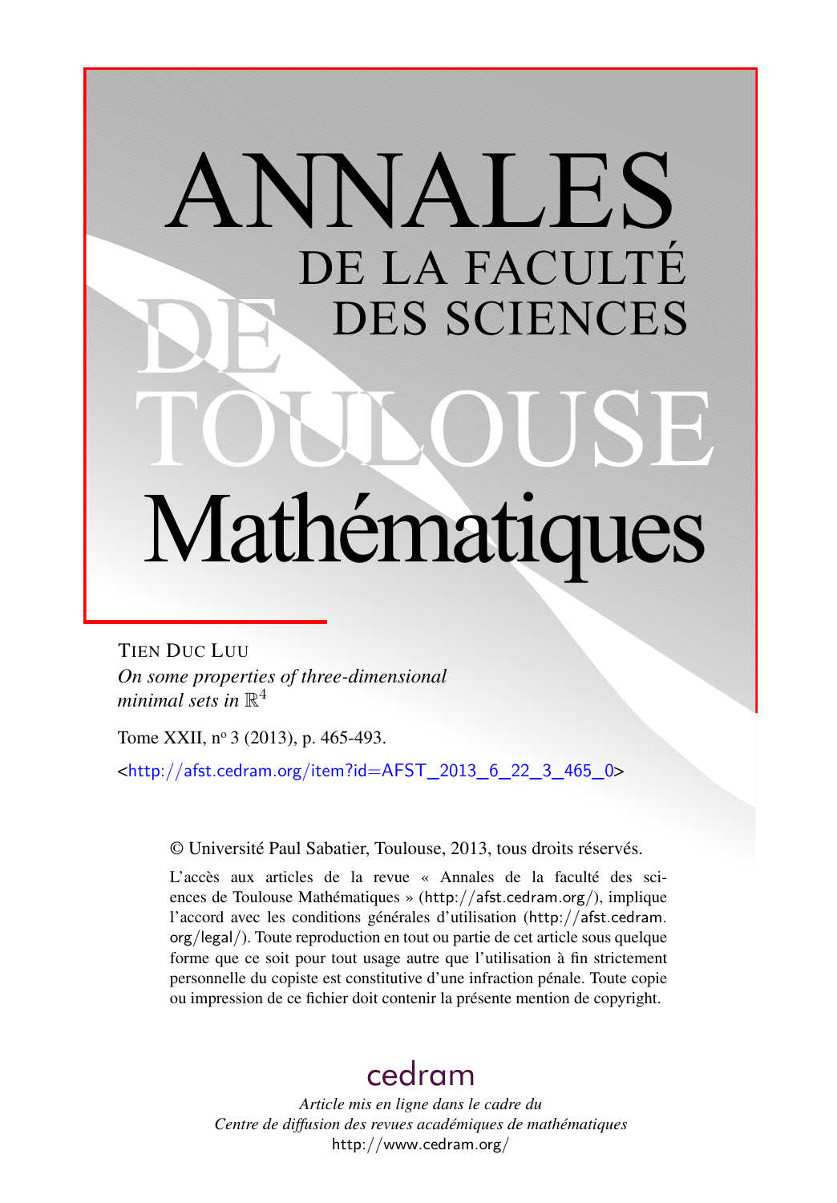# ANNALES DE LA FACULTÉ DES SCIENCES DE TOULOUSE Mathématiques

TIEN DUC LUU

*On some properties of three-dimensional minimal sets in $\mathbb{R}^4$*

Tome XXII, n$^{o}$ 3 (2013), p. 465-493.

<http://afst.cedram.org/item?id=AFST_2013_6_22_3_465_0>

© Université Paul Sabatier, Toulouse, 2013, tous droits réservés.

L'accès aux articles de la revue « Annales de la faculté des sciences de Toulouse Mathématiques » (http://afst.cedram.org/), implique l'accord avec les conditions générales d'utilisation (http://afst.cedram.org/legal/). Toute reproduction en tout ou partie de cet article sous quelque forme que ce soit pour tout usage autre que l'utilisation à fin strictement personnelle du copiste est constitutive d'une infraction pénale. Toute copie ou impression de ce fichier doit contenir la présente mention de copyright.

cedram

*Article mis en ligne dans le cadre du*
*Centre de diffusion des revues académiques de mathématiques*
http://www.cedram.org/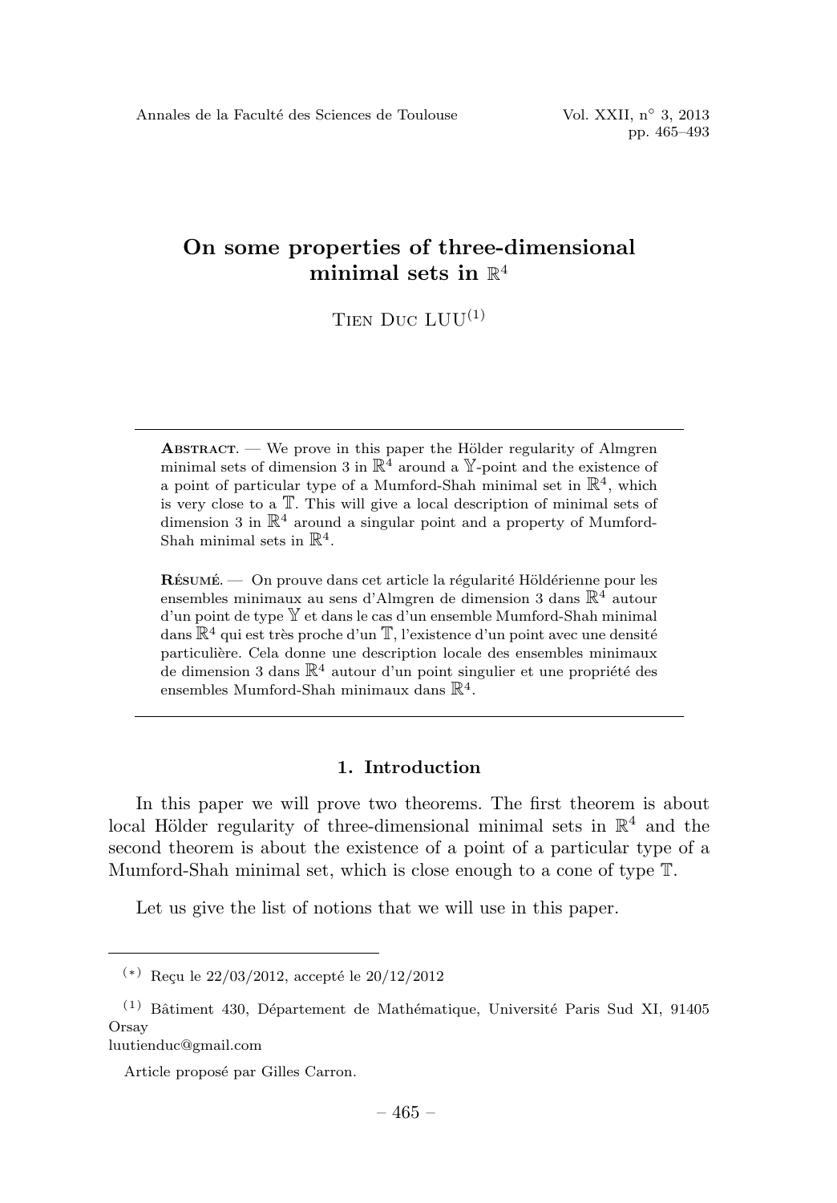# On some properties of three-dimensional minimal sets in $\mathbb{R}^4$

Tien Duc LUU[1]

---

**Abstract.** — We prove in this paper the Hölder regularity of Almgren minimal sets of dimension 3 in $\mathbb{R}^4$ around a $\mathbb{Y}$-point and the existence of a point of particular type of a Mumford-Shah minimal set in $\mathbb{R}^4$, which is very close to a $\mathbb{T}$. This will give a local description of minimal sets of dimension 3 in $\mathbb{R}^4$ around a singular point and a property of Mumford-Shah minimal sets in $\mathbb{R}^4$.

**Résumé.** — On prouve dans cet article la régularité Höldérienne pour les ensembles minimaux au sens d'Almgren de dimension 3 dans $\mathbb{R}^4$ autour d'un point de type $\mathbb{Y}$ et dans le cas d'un ensemble Mumford-Shah minimal dans $\mathbb{R}^4$ qui est très proche d'un $\mathbb{T}$, l'existence d'un point avec une densité particulière. Cela donne une description locale des ensembles minimaux de dimension 3 dans $\mathbb{R}^4$ autour d'un point singulier et une propriété des ensembles Mumford-Shah minimaux dans $\mathbb{R}^4$.

---

## 1. Introduction

In this paper we will prove two theorems. The first theorem is about local Hölder regularity of three-dimensional minimal sets in $\mathbb{R}^4$ and the second theorem is about the existence of a point of a particular type of a Mumford-Shah minimal set, which is close enough to a cone of type $\mathbb{T}$.

Let us give the list of notions that we will use in this paper.

---

(\*) Reçu le 22/03/2012, accepté le 20/12/2012

[1] Bâtiment 430, Département de Mathématique, Université Paris Sud XI, 91405 Orsay
luutienduc@gmail.com

Article proposé par Gilles Carron.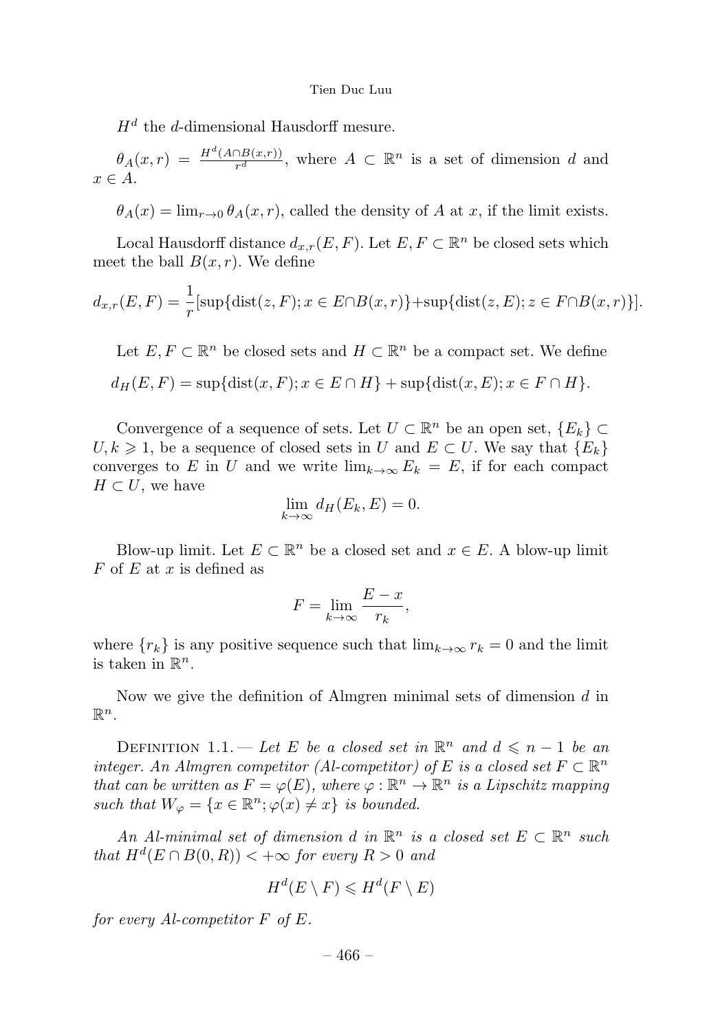$H^d$ the $d$-dimensional Hausdorff mesure.

$\theta_A(x,r) = \frac{H^d(A \cap B(x,r))}{r^d}$, where $A \subset \mathbb{R}^n$ is a set of dimension $d$ and $x \in A$.

$\theta_A(x) = \lim_{r \to 0} \theta_A(x,r)$, called the density of $A$ at $x$, if the limit exists.

Local Hausdorff distance $d_{x,r}(E,F)$. Let $E, F \subset \mathbb{R}^n$ be closed sets which meet the ball $B(x,r)$. We define

$$d_{x,r}(E,F) = \frac{1}{r}[\sup\{\mathrm{dist}(z,F); x \in E \cap B(x,r)\} + \sup\{\mathrm{dist}(z,E); z \in F \cap B(x,r)\}].$$

Let $E, F \subset \mathbb{R}^n$ be closed sets and $H \subset \mathbb{R}^n$ be a compact set. We define

$$d_H(E,F) = \sup\{\mathrm{dist}(x,F); x \in E \cap H\} + \sup\{\mathrm{dist}(x,E); x \in F \cap H\}.$$

Convergence of a sequence of sets. Let $U \subset \mathbb{R}^n$ be an open set, $\{E_k\} \subset U, k \geqslant 1$, be a sequence of closed sets in $U$ and $E \subset U$. We say that $\{E_k\}$ converges to $E$ in $U$ and we write $\lim_{k \to \infty} E_k = E$, if for each compact $H \subset U$, we have

$$\lim_{k \to \infty} d_H(E_k, E) = 0.$$

Blow-up limit. Let $E \subset \mathbb{R}^n$ be a closed set and $x \in E$. A blow-up limit $F$ of $E$ at $x$ is defined as

$$F = \lim_{k \to \infty} \frac{E - x}{r_k},$$

where $\{r_k\}$ is any positive sequence such that $\lim_{k \to \infty} r_k = 0$ and the limit is taken in $\mathbb{R}^n$.

Now we give the definition of Almgren minimal sets of dimension $d$ in $\mathbb{R}^n$.

Definition 1.1. — *Let $E$ be a closed set in $\mathbb{R}^n$ and $d \leqslant n-1$ be an integer. An Almgren competitor (Al-competitor) of $E$ is a closed set $F \subset \mathbb{R}^n$ that can be written as $F = \varphi(E)$, where $\varphi : \mathbb{R}^n \to \mathbb{R}^n$ is a Lipschitz mapping such that $W_\varphi = \{x \in \mathbb{R}^n; \varphi(x) \neq x\}$ is bounded.*

*An Al-minimal set of dimension $d$ in $\mathbb{R}^n$ is a closed set $E \subset \mathbb{R}^n$ such that $H^d(E \cap B(0,R)) < +\infty$ for every $R > 0$ and*

$$H^d(E \setminus F) \leqslant H^d(F \setminus E)$$

*for every Al-competitor $F$ of $E$.*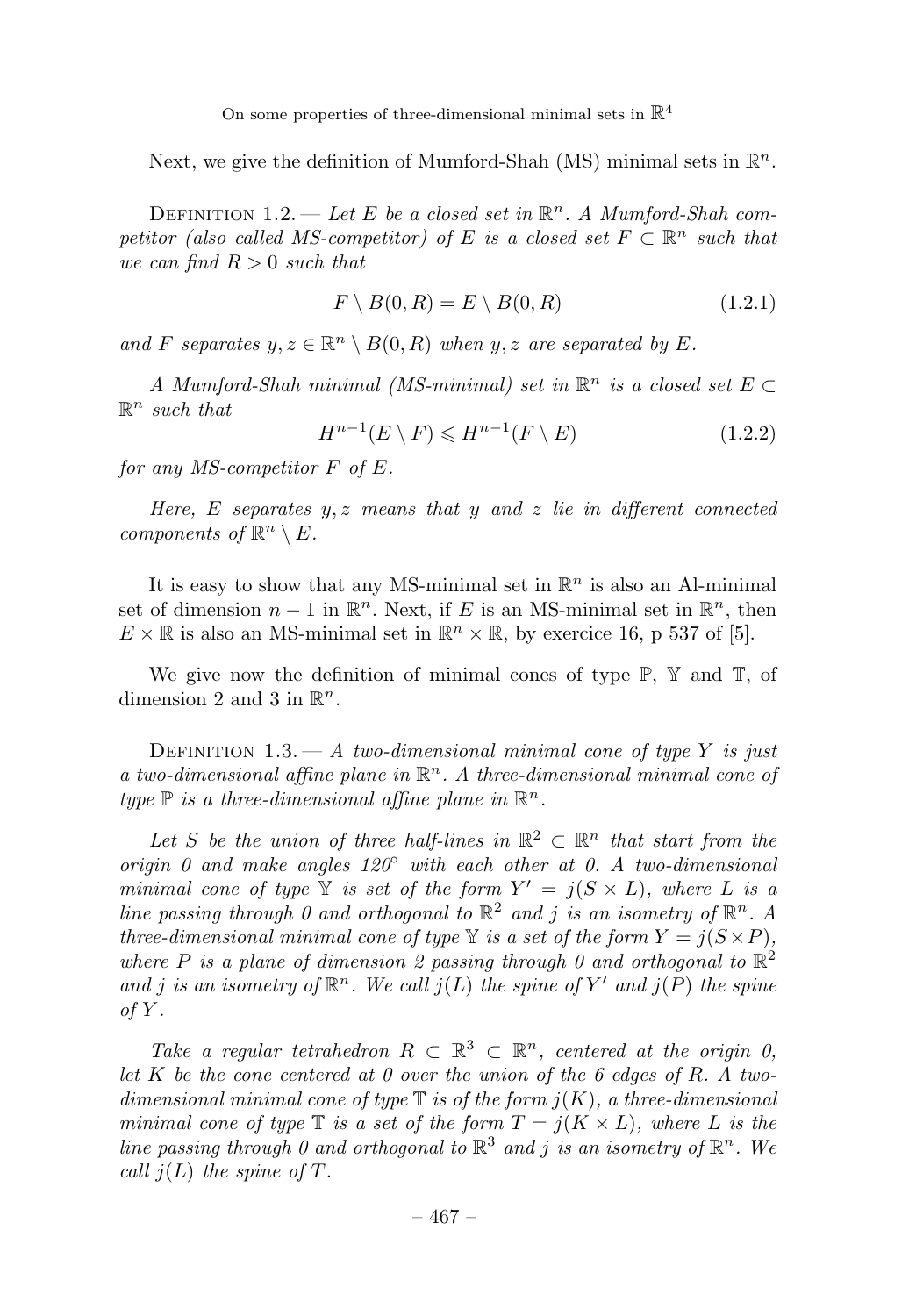Next, we give the definition of Mumford-Shah (MS) minimal sets in $\mathbb{R}^n$.

DEFINITION 1.2. — *Let $E$ be a closed set in $\mathbb{R}^n$. A Mumford-Shah competitor (also called MS-competitor) of $E$ is a closed set $F \subset \mathbb{R}^n$ such that we can find $R > 0$ such that*

$$F \setminus B(0,R) = E \setminus B(0,R) \tag{1.2.1}$$

*and $F$ separates $y, z \in \mathbb{R}^n \setminus B(0,R)$ when $y, z$ are separated by $E$.*

*A Mumford-Shah minimal (MS-minimal) set in $\mathbb{R}^n$ is a closed set $E \subset \mathbb{R}^n$ such that*

$$H^{n-1}(E \setminus F) \leqslant H^{n-1}(F \setminus E) \tag{1.2.2}$$

*for any MS-competitor $F$ of $E$.*

*Here, $E$ separates $y, z$ means that $y$ and $z$ lie in different connected components of $\mathbb{R}^n \setminus E$.*

It is easy to show that any MS-minimal set in $\mathbb{R}^n$ is also an Al-minimal set of dimension $n-1$ in $\mathbb{R}^n$. Next, if $E$ is an MS-minimal set in $\mathbb{R}^n$, then $E \times \mathbb{R}$ is also an MS-minimal set in $\mathbb{R}^n \times \mathbb{R}$, by exercice 16, p 537 of [5].

We give now the definition of minimal cones of type $\mathbb{P}$, $\mathbb{Y}$ and $\mathbb{T}$, of dimension 2 and 3 in $\mathbb{R}^n$.

DEFINITION 1.3. — *A two-dimensional minimal cone of type $Y$ is just a two-dimensional affine plane in $\mathbb{R}^n$. A three-dimensional minimal cone of type $\mathbb{P}$ is a three-dimensional affine plane in $\mathbb{R}^n$.*

*Let $S$ be the union of three half-lines in $\mathbb{R}^2 \subset \mathbb{R}^n$ that start from the origin 0 and make angles 120° with each other at 0. A two-dimensional minimal cone of type $\mathbb{Y}$ is set of the form $Y' = j(S \times L)$, where $L$ is a line passing through 0 and orthogonal to $\mathbb{R}^2$ and $j$ is an isometry of $\mathbb{R}^n$. A three-dimensional minimal cone of type $\mathbb{Y}$ is a set of the form $Y = j(S \times P)$, where $P$ is a plane of dimension 2 passing through 0 and orthogonal to $\mathbb{R}^2$ and $j$ is an isometry of $\mathbb{R}^n$. We call $j(L)$ the spine of $Y'$ and $j(P)$ the spine of $Y$.*

*Take a regular tetrahedron $R \subset \mathbb{R}^3 \subset \mathbb{R}^n$, centered at the origin 0, let $K$ be the cone centered at 0 over the union of the 6 edges of $R$. A two-dimensional minimal cone of type $\mathbb{T}$ is of the form $j(K)$, a three-dimensional minimal cone of type $\mathbb{T}$ is a set of the form $T = j(K \times L)$, where $L$ is the line passing through 0 and orthogonal to $\mathbb{R}^3$ and $j$ is an isometry of $\mathbb{R}^n$. We call $j(L)$ the spine of $T$.*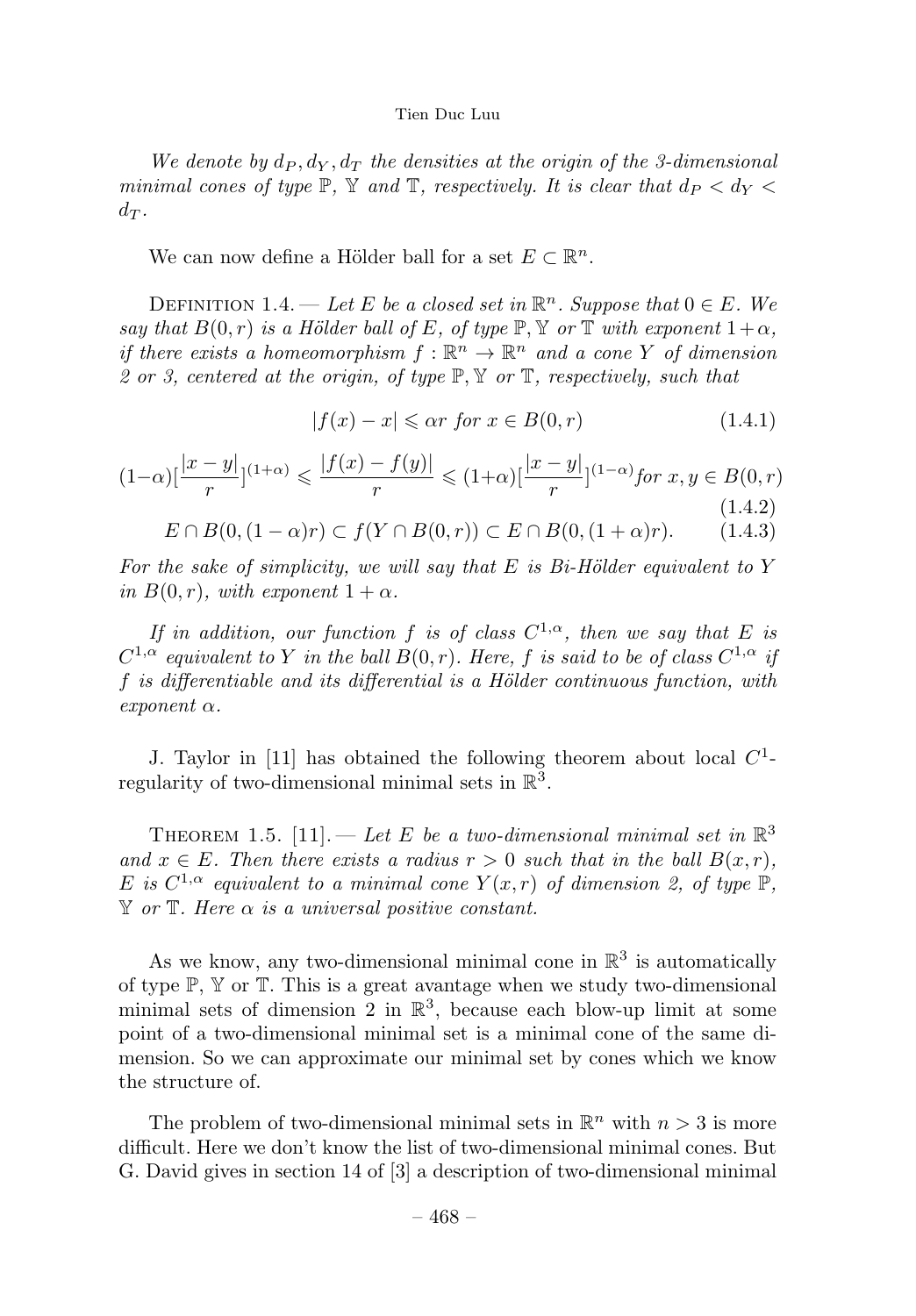*We denote by $d_P, d_Y, d_T$ the densities at the origin of the 3-dimensional minimal cones of type $\mathbb{P}$, $\mathbb{Y}$ and $\mathbb{T}$, respectively. It is clear that $d_P < d_Y < d_T$.*

We can now define a Hölder ball for a set $E \subset \mathbb{R}^n$.

Definition 1.4. — *Let $E$ be a closed set in $\mathbb{R}^n$. Suppose that $0 \in E$. We say that $B(0,r)$ is a Hölder ball of $E$, of type $\mathbb{P}, \mathbb{Y}$ or $\mathbb{T}$ with exponent $1+\alpha$, if there exists a homeomorphism $f : \mathbb{R}^n \to \mathbb{R}^n$ and a cone $Y$ of dimension 2 or 3, centered at the origin, of type $\mathbb{P}, \mathbb{Y}$ or $\mathbb{T}$, respectively, such that*

$$|f(x) - x| \leqslant \alpha r \text{ for } x \in B(0,r) \tag{1.4.1}$$

$$(1-\alpha)[\frac{|x-y|}{r}]^{(1+\alpha)} \leqslant \frac{|f(x)-f(y)|}{r} \leqslant (1+\alpha)[\frac{|x-y|}{r}]^{(1-\alpha)} \text{for } x, y \in B(0,r) \tag{1.4.2}$$

$$E \cap B(0,(1-\alpha)r) \subset f(Y \cap B(0,r)) \subset E \cap B(0,(1+\alpha)r). \tag{1.4.3}$$

*For the sake of simplicity, we will say that $E$ is Bi-Hölder equivalent to $Y$ in $B(0,r)$, with exponent $1+\alpha$.*

*If in addition, our function $f$ is of class $C^{1,\alpha}$, then we say that $E$ is $C^{1,\alpha}$ equivalent to $Y$ in the ball $B(0,r)$. Here, $f$ is said to be of class $C^{1,\alpha}$ if $f$ is differentiable and its differential is a Hölder continuous function, with exponent $\alpha$.*

J. Taylor in [11] has obtained the following theorem about local $C^1$-regularity of two-dimensional minimal sets in $\mathbb{R}^3$.

Theorem 1.5. [11]. — *Let $E$ be a two-dimensional minimal set in $\mathbb{R}^3$ and $x \in E$. Then there exists a radius $r > 0$ such that in the ball $B(x,r)$, $E$ is $C^{1,\alpha}$ equivalent to a minimal cone $Y(x,r)$ of dimension 2, of type $\mathbb{P}$, $\mathbb{Y}$ or $\mathbb{T}$. Here $\alpha$ is a universal positive constant.*

As we know, any two-dimensional minimal cone in $\mathbb{R}^3$ is automatically of type $\mathbb{P}$, $\mathbb{Y}$ or $\mathbb{T}$. This is a great avantage when we study two-dimensional minimal sets of dimension 2 in $\mathbb{R}^3$, because each blow-up limit at some point of a two-dimensional minimal set is a minimal cone of the same dimension. So we can approximate our minimal set by cones which we know the structure of.

The problem of two-dimensional minimal sets in $\mathbb{R}^n$ with $n > 3$ is more difficult. Here we don't know the list of two-dimensional minimal cones. But G. David gives in section 14 of [3] a description of two-dimensional minimal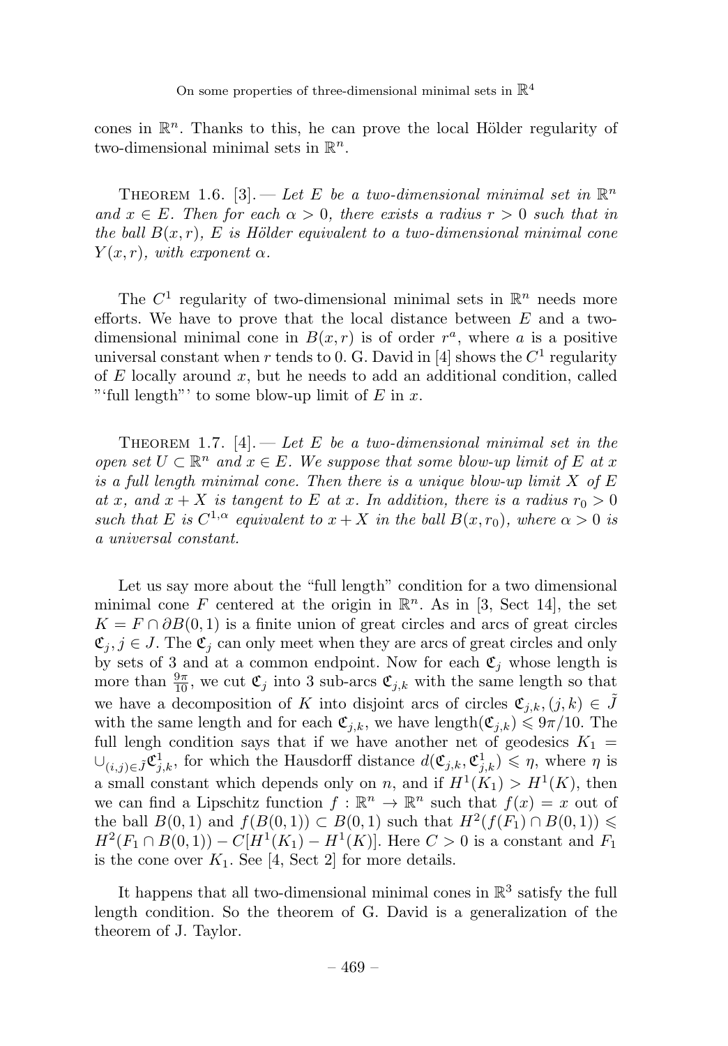cones in $\mathbb{R}^n$. Thanks to this, he can prove the local Hölder regularity of two-dimensional minimal sets in $\mathbb{R}^n$.

Theorem 1.6. [3]. — *Let $E$ be a two-dimensional minimal set in $\mathbb{R}^n$ and $x \in E$. Then for each $\alpha > 0$, there exists a radius $r > 0$ such that in the ball $B(x,r)$, $E$ is Hölder equivalent to a two-dimensional minimal cone $Y(x,r)$, with exponent $\alpha$.*

The $C^1$ regularity of two-dimensional minimal sets in $\mathbb{R}^n$ needs more efforts. We have to prove that the local distance between $E$ and a two-dimensional minimal cone in $B(x,r)$ is of order $r^a$, where $a$ is a positive universal constant when $r$ tends to 0. G. David in [4] shows the $C^1$ regularity of $E$ locally around $x$, but he needs to add an additional condition, called "'full length"' to some blow-up limit of $E$ in $x$.

Theorem 1.7. [4]. — *Let $E$ be a two-dimensional minimal set in the open set $U \subset \mathbb{R}^n$ and $x \in E$. We suppose that some blow-up limit of $E$ at $x$ is a full length minimal cone. Then there is a unique blow-up limit $X$ of $E$ at $x$, and $x + X$ is tangent to $E$ at $x$. In addition, there is a radius $r_0 > 0$ such that $E$ is $C^{1,\alpha}$ equivalent to $x + X$ in the ball $B(x, r_0)$, where $\alpha > 0$ is a universal constant.*

Let us say more about the "full length" condition for a two dimensional minimal cone $F$ centered at the origin in $\mathbb{R}^n$. As in [3, Sect 14], the set $K = F \cap \partial B(0,1)$ is a finite union of great circles and arcs of great circles $\mathfrak{C}_j, j \in J$. The $\mathfrak{C}_j$ can only meet when they are arcs of great circles and only by sets of 3 and at a common endpoint. Now for each $\mathfrak{C}_j$ whose length is more than $\frac{9\pi}{10}$, we cut $\mathfrak{C}_j$ into 3 sub-arcs $\mathfrak{C}_{j,k}$ with the same length so that we have a decomposition of $K$ into disjoint arcs of circles $\mathfrak{C}_{j,k}, (j,k) \in \tilde{J}$ with the same length and for each $\mathfrak{C}_{j,k}$, we have $\text{length}(\mathfrak{C}_{j,k}) \leqslant 9\pi/10$. The full lengh condition says that if we have another net of geodesics $K_1 = \cup_{(i,j)\in\tilde{J}} \mathfrak{C}^1_{j,k}$, for which the Hausdorff distance $d(\mathfrak{C}_{j,k}, \mathfrak{C}^1_{j,k}) \leqslant \eta$, where $\eta$ is a small constant which depends only on $n$, and if $H^1(K_1) > H^1(K)$, then we can find a Lipschitz function $f : \mathbb{R}^n \to \mathbb{R}^n$ such that $f(x) = x$ out of the ball $B(0,1)$ and $f(B(0,1)) \subset B(0,1)$ such that $H^2(f(F_1) \cap B(0,1)) \leqslant H^2(F_1 \cap B(0,1)) - C[H^1(K_1) - H^1(K)]$. Here $C > 0$ is a constant and $F_1$ is the cone over $K_1$. See [4, Sect 2] for more details.

It happens that all two-dimensional minimal cones in $\mathbb{R}^3$ satisfy the full length condition. So the theorem of G. David is a generalization of the theorem of J. Taylor.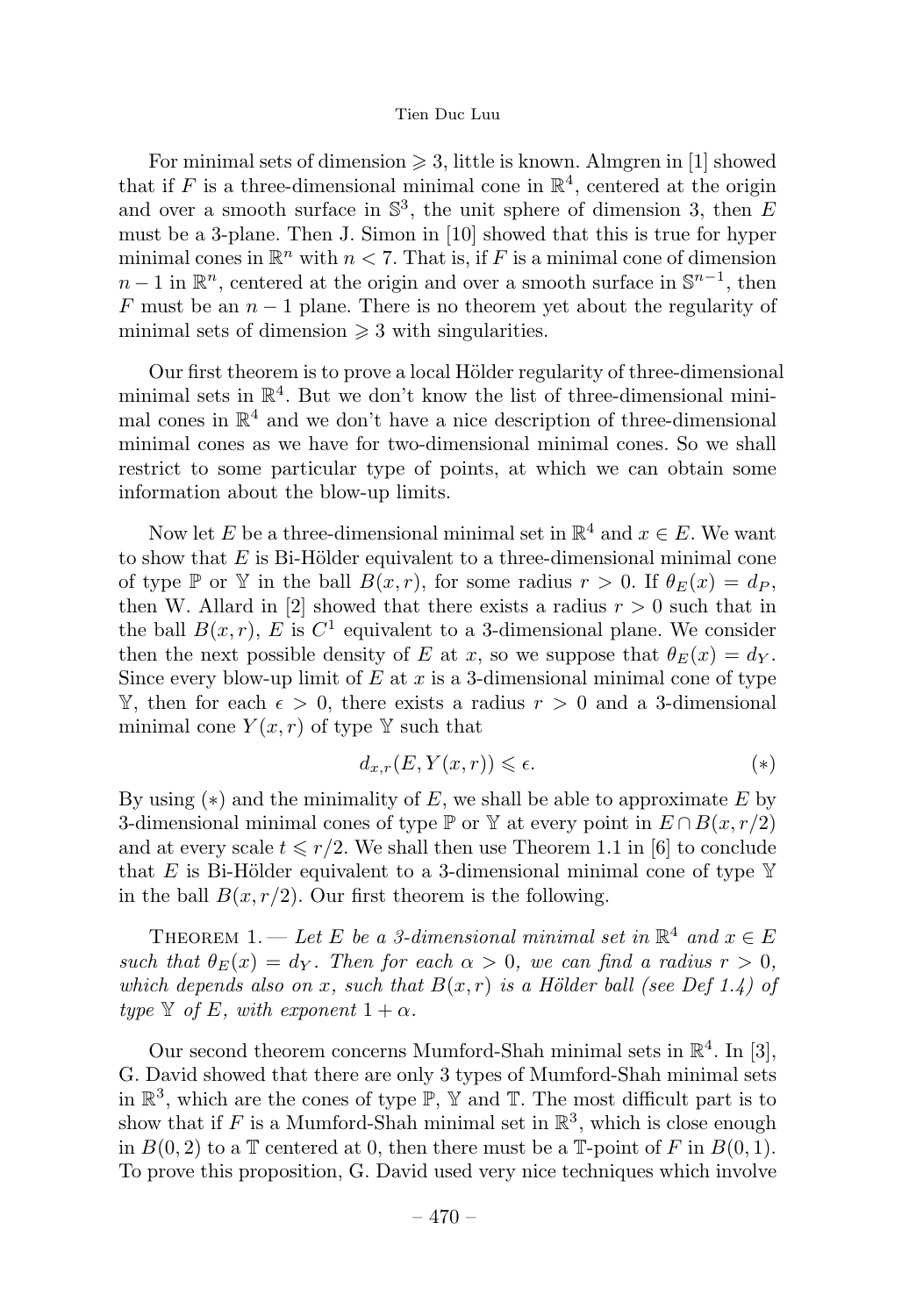For minimal sets of dimension $\geqslant 3$, little is known. Almgren in [1] showed that if $F$ is a three-dimensional minimal cone in $\mathbb{R}^4$, centered at the origin and over a smooth surface in $\mathbb{S}^3$, the unit sphere of dimension 3, then $E$ must be a 3-plane. Then J. Simon in [10] showed that this is true for hyper minimal cones in $\mathbb{R}^n$ with $n < 7$. That is, if $F$ is a minimal cone of dimension $n-1$ in $\mathbb{R}^n$, centered at the origin and over a smooth surface in $\mathbb{S}^{n-1}$, then $F$ must be an $n-1$ plane. There is no theorem yet about the regularity of minimal sets of dimension $\geqslant 3$ with singularities.

Our first theorem is to prove a local Hölder regularity of three-dimensional minimal sets in $\mathbb{R}^4$. But we don't know the list of three-dimensional minimal cones in $\mathbb{R}^4$ and we don't have a nice description of three-dimensional minimal cones as we have for two-dimensional minimal cones. So we shall restrict to some particular type of points, at which we can obtain some information about the blow-up limits.

Now let $E$ be a three-dimensional minimal set in $\mathbb{R}^4$ and $x \in E$. We want to show that $E$ is Bi-Hölder equivalent to a three-dimensional minimal cone of type $\mathbb{P}$ or $\mathbb{Y}$ in the ball $B(x,r)$, for some radius $r > 0$. If $\theta_E(x) = d_P$, then W. Allard in [2] showed that there exists a radius $r > 0$ such that in the ball $B(x,r)$, $E$ is $C^1$ equivalent to a 3-dimensional plane. We consider then the next possible density of $E$ at $x$, so we suppose that $\theta_E(x) = d_Y$. Since every blow-up limit of $E$ at $x$ is a 3-dimensional minimal cone of type $\mathbb{Y}$, then for each $\epsilon > 0$, there exists a radius $r > 0$ and a 3-dimensional minimal cone $Y(x,r)$ of type $\mathbb{Y}$ such that

$$d_{x,r}(E, Y(x,r)) \leqslant \epsilon. \tag{$*$}$$

By using $(*)$ and the minimality of $E$, we shall be able to approximate $E$ by 3-dimensional minimal cones of type $\mathbb{P}$ or $\mathbb{Y}$ at every point in $E \cap B(x, r/2)$ and at every scale $t \leqslant r/2$. We shall then use Theorem 1.1 in [6] to conclude that $E$ is Bi-Hölder equivalent to a 3-dimensional minimal cone of type $\mathbb{Y}$ in the ball $B(x, r/2)$. Our first theorem is the following.

Theorem 1. — *Let $E$ be a 3-dimensional minimal set in $\mathbb{R}^4$ and $x \in E$ such that $\theta_E(x) = d_Y$. Then for each $\alpha > 0$, we can find a radius $r > 0$, which depends also on $x$, such that $B(x,r)$ is a Hölder ball (see Def 1.4) of type $\mathbb{Y}$ of $E$, with exponent $1 + \alpha$.*

Our second theorem concerns Mumford-Shah minimal sets in $\mathbb{R}^4$. In [3], G. David showed that there are only 3 types of Mumford-Shah minimal sets in $\mathbb{R}^3$, which are the cones of type $\mathbb{P}$, $\mathbb{Y}$ and $\mathbb{T}$. The most difficult part is to show that if $F$ is a Mumford-Shah minimal set in $\mathbb{R}^3$, which is close enough in $B(0,2)$ to a $\mathbb{T}$ centered at 0, then there must be a $\mathbb{T}$-point of $F$ in $B(0,1)$. To prove this proposition, G. David used very nice techniques which involve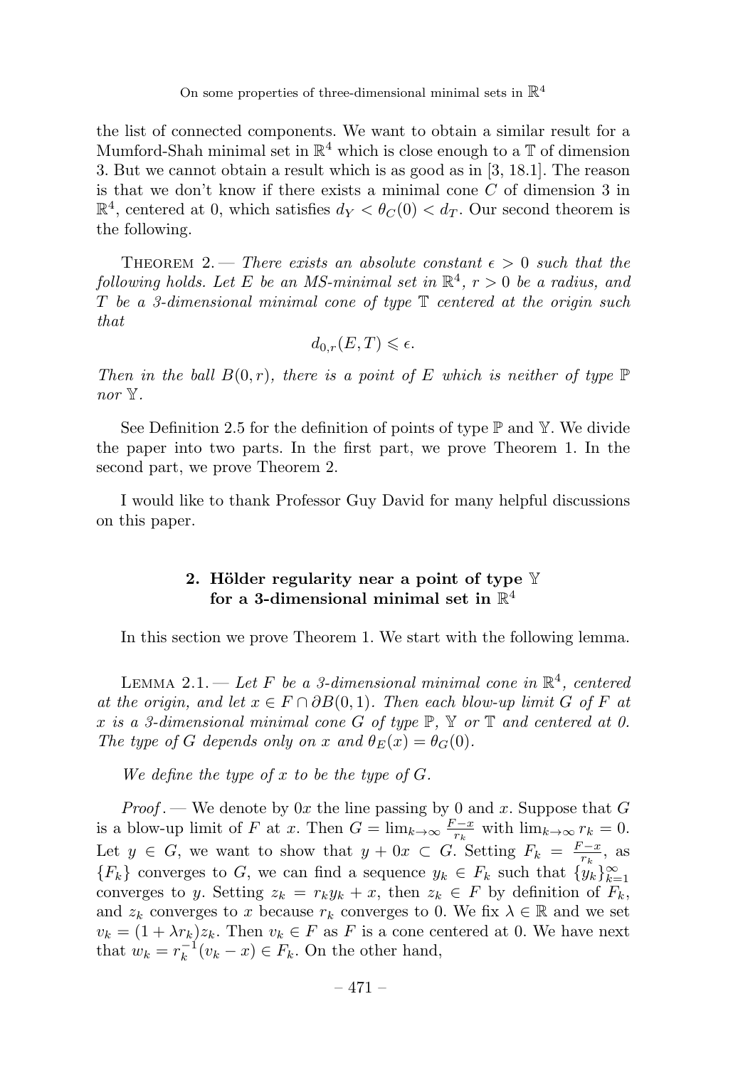the list of connected components. We want to obtain a similar result for a Mumford-Shah minimal set in $\mathbb{R}^4$ which is close enough to a $\mathbb{T}$ of dimension 3. But we cannot obtain a result which is as good as in [3, 18.1]. The reason is that we don't know if there exists a minimal cone $C$ of dimension 3 in $\mathbb{R}^4$, centered at 0, which satisfies $d_Y < \theta_C(0) < d_T$. Our second theorem is the following.

Theorem 2. — *There exists an absolute constant $\epsilon > 0$ such that the following holds. Let $E$ be an MS-minimal set in $\mathbb{R}^4$, $r > 0$ be a radius, and $T$ be a 3-dimensional minimal cone of type $\mathbb{T}$ centered at the origin such that*

$$d_{0,r}(E, T) \leqslant \epsilon.$$

*Then in the ball $B(0, r)$, there is a point of $E$ which is neither of type $\mathbb{P}$ nor $\mathbb{Y}$.*

See Definition 2.5 for the definition of points of type $\mathbb{P}$ and $\mathbb{Y}$. We divide the paper into two parts. In the first part, we prove Theorem 1. In the second part, we prove Theorem 2.

I would like to thank Professor Guy David for many helpful discussions on this paper.

## 2. Hölder regularity near a point of type $\mathbb{Y}$ for a 3-dimensional minimal set in $\mathbb{R}^4$

In this section we prove Theorem 1. We start with the following lemma.

Lemma 2.1. — *Let $F$ be a 3-dimensional minimal cone in $\mathbb{R}^4$, centered at the origin, and let $x \in F \cap \partial B(0, 1)$. Then each blow-up limit $G$ of $F$ at $x$ is a 3-dimensional minimal cone $G$ of type $\mathbb{P}$, $\mathbb{Y}$ or $\mathbb{T}$ and centered at 0. The type of $G$ depends only on $x$ and $\theta_E(x) = \theta_G(0)$.*

*We define the type of $x$ to be the type of $G$.*

*Proof*. — We denote by $0x$ the line passing by 0 and $x$. Suppose that $G$ is a blow-up limit of $F$ at $x$. Then $G = \lim_{k\to\infty} \frac{F-x}{r_k}$ with $\lim_{k\to\infty} r_k = 0$. Let $y \in G$, we want to show that $y + 0x \subset G$. Setting $F_k = \frac{F-x}{r_k}$, as $\{F_k\}$ converges to $G$, we can find a sequence $y_k \in F_k$ such that $\{y_k\}_{k=1}^{\infty}$ converges to $y$. Setting $z_k = r_k y_k + x$, then $z_k \in F$ by definition of $F_k$, and $z_k$ converges to $x$ because $r_k$ converges to 0. We fix $\lambda \in \mathbb{R}$ and we set $v_k = (1 + \lambda r_k) z_k$. Then $v_k \in F$ as $F$ is a cone centered at 0. We have next that $w_k = r_k^{-1}(v_k - x) \in F_k$. On the other hand,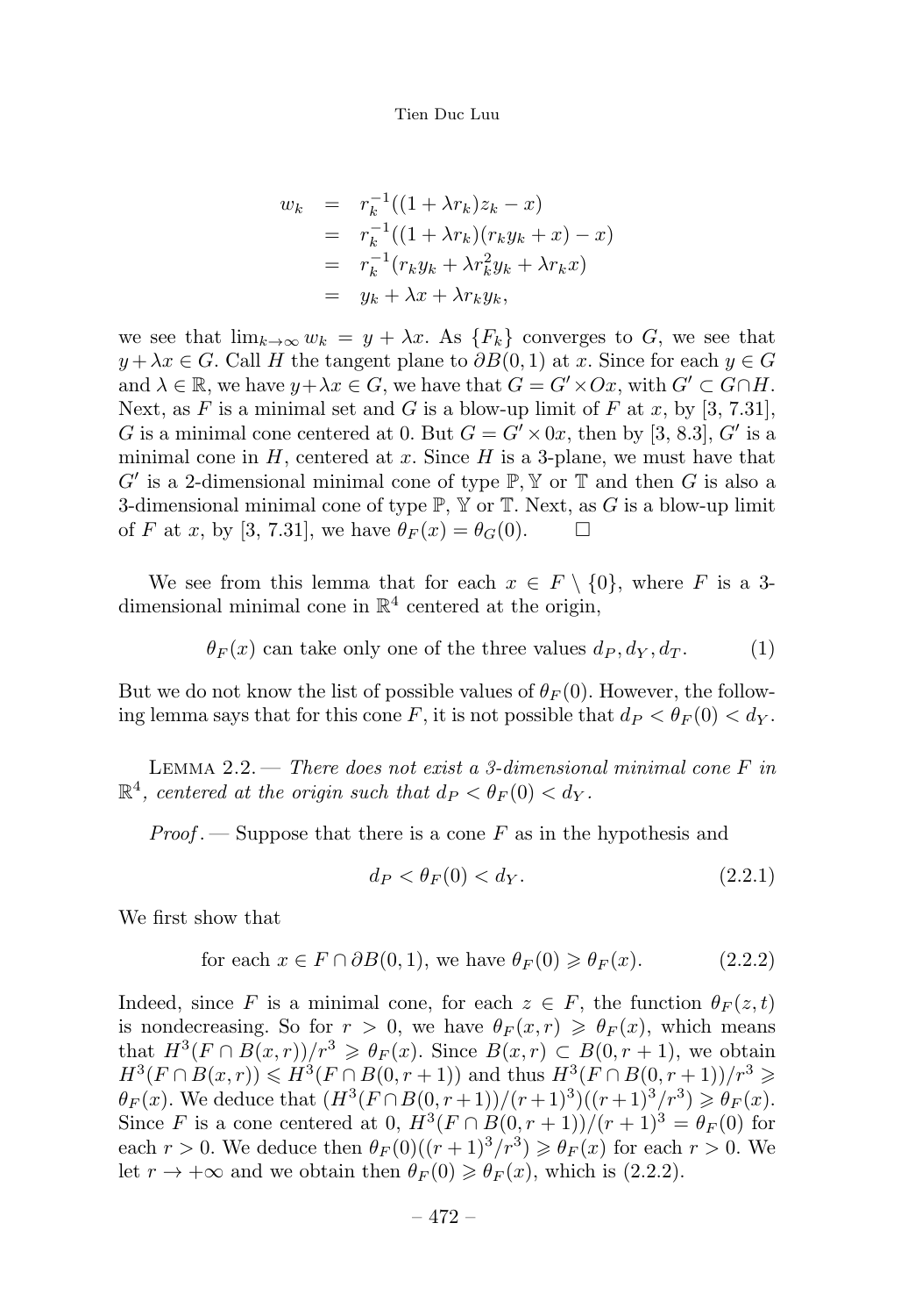$$
\begin{aligned}
w_k &= r_k^{-1}((1+\lambda r_k)z_k - x) \\
&= r_k^{-1}((1+\lambda r_k)(r_k y_k + x) - x) \\
&= r_k^{-1}(r_k y_k + \lambda r_k^2 y_k + \lambda r_k x) \\
&= y_k + \lambda x + \lambda r_k y_k,
\end{aligned}
$$

we see that $\lim_{k\to\infty} w_k = y + \lambda x$. As $\{F_k\}$ converges to $G$, we see that $y + \lambda x \in G$. Call $H$ the tangent plane to $\partial B(0,1)$ at $x$. Since for each $y \in G$ and $\lambda \in \mathbb{R}$, we have $y + \lambda x \in G$, we have that $G = G' \times Ox$, with $G' \subset G \cap H$. Next, as $F$ is a minimal set and $G$ is a blow-up limit of $F$ at $x$, by [3, 7.31], $G$ is a minimal cone centered at 0. But $G = G' \times 0x$, then by [3, 8.3], $G'$ is a minimal cone in $H$, centered at $x$. Since $H$ is a 3-plane, we must have that $G'$ is a 2-dimensional minimal cone of type $\mathbb{P}, \mathbb{Y}$ or $\mathbb{T}$ and then $G$ is also a 3-dimensional minimal cone of type $\mathbb{P}$, $\mathbb{Y}$ or $\mathbb{T}$. Next, as $G$ is a blow-up limit of $F$ at $x$, by [3, 7.31], we have $\theta_F(x) = \theta_G(0)$. □

We see from this lemma that for each $x \in F \setminus \{0\}$, where $F$ is a 3-dimensional minimal cone in $\mathbb{R}^4$ centered at the origin,

$$
\theta_F(x) \text{ can take only one of the three values } d_P, d_Y, d_T. \tag{1}
$$

But we do not know the list of possible values of $\theta_F(0)$. However, the following lemma says that for this cone $F$, it is not possible that $d_P < \theta_F(0) < d_Y$.

Lemma 2.2. — *There does not exist a 3-dimensional minimal cone $F$ in $\mathbb{R}^4$, centered at the origin such that $d_P < \theta_F(0) < d_Y$.*

*Proof*. — Suppose that there is a cone $F$ as in the hypothesis and

$$
d_P < \theta_F(0) < d_Y. \tag{2.2.1}
$$

We first show that

$$
\text{for each } x \in F \cap \partial B(0,1), \text{ we have } \theta_F(0) \geqslant \theta_F(x). \tag{2.2.2}
$$

Indeed, since $F$ is a minimal cone, for each $z \in F$, the function $\theta_F(z,t)$ is nondecreasing. So for $r > 0$, we have $\theta_F(x,r) \geqslant \theta_F(x)$, which means that $H^3(F \cap B(x,r))/r^3 \geqslant \theta_F(x)$. Since $B(x,r) \subset B(0,r+1)$, we obtain $H^3(F \cap B(x,r)) \leqslant H^3(F \cap B(0,r+1))$ and thus $H^3(F \cap B(0,r+1))/r^3 \geqslant \theta_F(x)$. We deduce that $(H^3(F \cap B(0,r+1))/(r+1)^3)((r+1)^3/r^3) \geqslant \theta_F(x)$. Since $F$ is a cone centered at 0, $H^3(F \cap B(0,r+1))/(r+1)^3 = \theta_F(0)$ for each $r > 0$. We deduce then $\theta_F(0)((r+1)^3/r^3) \geqslant \theta_F(x)$ for each $r > 0$. We let $r \to +\infty$ and we obtain then $\theta_F(0) \geqslant \theta_F(x)$, which is (2.2.2).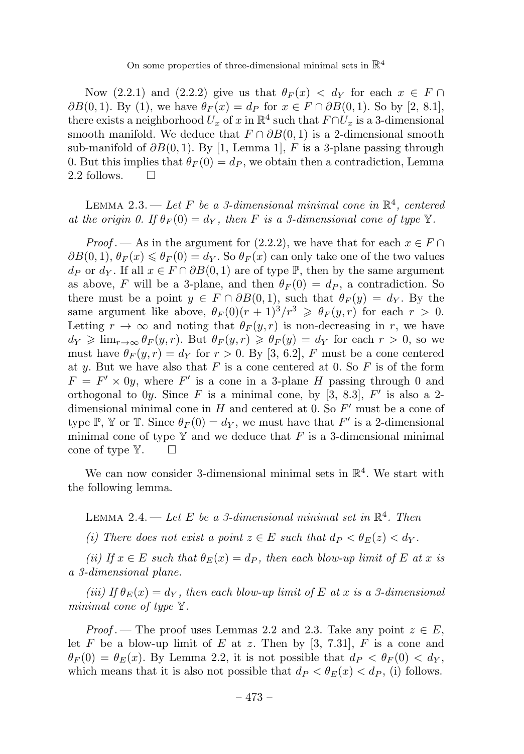Now (2.2.1) and (2.2.2) give us that $\theta_F(x) < d_Y$ for each $x \in F \cap \partial B(0,1)$. By (1), we have $\theta_F(x) = d_P$ for $x \in F \cap \partial B(0,1)$. So by [2, 8.1], there exists a neighborhood $U_x$ of $x$ in $\mathbb{R}^4$ such that $F \cap U_x$ is a 3-dimensional smooth manifold. We deduce that $F \cap \partial B(0,1)$ is a 2-dimensional smooth sub-manifold of $\partial B(0,1)$. By [1, Lemma 1], $F$ is a 3-plane passing through 0. But this implies that $\theta_F(0) = d_P$, we obtain then a contradiction, Lemma 2.2 follows. $\square$

Lemma 2.3. — *Let $F$ be a 3-dimensional minimal cone in $\mathbb{R}^4$, centered at the origin 0. If $\theta_F(0) = d_Y$, then $F$ is a 3-dimensional cone of type $\mathbb{Y}$.*

*Proof*. — As in the argument for (2.2.2), we have that for each $x \in F \cap \partial B(0,1)$, $\theta_F(x) \leqslant \theta_F(0) = d_Y$. So $\theta_F(x)$ can only take one of the two values $d_P$ or $d_Y$. If all $x \in F \cap \partial B(0,1)$ are of type $\mathbb{P}$, then by the same argument as above, $F$ will be a 3-plane, and then $\theta_F(0) = d_P$, a contradiction. So there must be a point $y \in F \cap \partial B(0,1)$, such that $\theta_F(y) = d_Y$. By the same argument like above, $\theta_F(0)(r+1)^3/r^3 \geqslant \theta_F(y,r)$ for each $r > 0$. Letting $r \to \infty$ and noting that $\theta_F(y,r)$ is non-decreasing in $r$, we have $d_Y \geqslant \lim_{r\to\infty} \theta_F(y,r)$. But $\theta_F(y,r) \geqslant \theta_F(y) = d_Y$ for each $r > 0$, so we must have $\theta_F(y,r) = d_Y$ for $r > 0$. By [3, 6.2], $F$ must be a cone centered at $y$. But we have also that $F$ is a cone centered at 0. So $F$ is of the form $F = F' \times 0y$, where $F'$ is a cone in a 3-plane $H$ passing through 0 and orthogonal to $0y$. Since $F$ is a minimal cone, by [3, 8.3], $F'$ is also a 2-dimensional minimal cone in $H$ and centered at 0. So $F'$ must be a cone of type $\mathbb{P}$, $\mathbb{Y}$ or $\mathbb{T}$. Since $\theta_F(0) = d_Y$, we must have that $F'$ is a 2-dimensional minimal cone of type $\mathbb{Y}$ and we deduce that $F$ is a 3-dimensional minimal cone of type $\mathbb{Y}$. $\square$

We can now consider 3-dimensional minimal sets in $\mathbb{R}^4$. We start with the following lemma.

Lemma 2.4. — *Let $E$ be a 3-dimensional minimal set in $\mathbb{R}^4$. Then*

*(i) There does not exist a point $z \in E$ such that $d_P < \theta_E(z) < d_Y$.*

*(ii) If $x \in E$ such that $\theta_E(x) = d_P$, then each blow-up limit of $E$ at $x$ is a 3-dimensional plane.*

*(iii) If $\theta_E(x) = d_Y$, then each blow-up limit of $E$ at $x$ is a 3-dimensional minimal cone of type $\mathbb{Y}$.*

*Proof*. — The proof uses Lemmas 2.2 and 2.3. Take any point $z \in E$, let $F$ be a blow-up limit of $E$ at $z$. Then by [3, 7.31], $F$ is a cone and $\theta_F(0) = \theta_E(x)$. By Lemma 2.2, it is not possible that $d_P < \theta_F(0) < d_Y$, which means that it is also not possible that $d_P < \theta_E(x) < d_P$, (i) follows.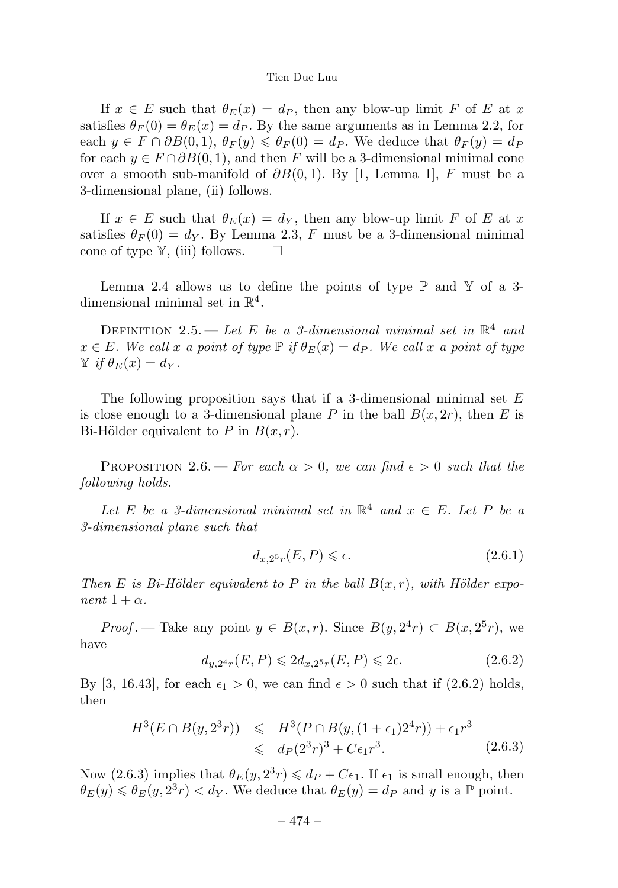If $x \in E$ such that $\theta_E(x) = d_P$, then any blow-up limit $F$ of $E$ at $x$ satisfies $\theta_F(0) = \theta_E(x) = d_P$. By the same arguments as in Lemma 2.2, for each $y \in F \cap \partial B(0,1)$, $\theta_F(y) \leqslant \theta_F(0) = d_P$. We deduce that $\theta_F(y) = d_P$ for each $y \in F \cap \partial B(0,1)$, and then $F$ will be a 3-dimensional minimal cone over a smooth sub-manifold of $\partial B(0,1)$. By [1, Lemma 1], $F$ must be a 3-dimensional plane, (ii) follows.

If $x \in E$ such that $\theta_E(x) = d_Y$, then any blow-up limit $F$ of $E$ at $x$ satisfies $\theta_F(0) = d_Y$. By Lemma 2.3, $F$ must be a 3-dimensional minimal cone of type $\mathbb{Y}$, (iii) follows. $\square$

Lemma 2.4 allows us to define the points of type $\mathbb{P}$ and $\mathbb{Y}$ of a 3-dimensional minimal set in $\mathbb{R}^4$.

Definition 2.5. — *Let $E$ be a 3-dimensional minimal set in $\mathbb{R}^4$ and $x \in E$. We call $x$ a point of type $\mathbb{P}$ if $\theta_E(x) = d_P$. We call $x$ a point of type $\mathbb{Y}$ if $\theta_E(x) = d_Y$.*

The following proposition says that if a 3-dimensional minimal set $E$ is close enough to a 3-dimensional plane $P$ in the ball $B(x, 2r)$, then $E$ is Bi-Hölder equivalent to $P$ in $B(x,r)$.

Proposition 2.6. — *For each $\alpha > 0$, we can find $\epsilon > 0$ such that the following holds.*

*Let $E$ be a 3-dimensional minimal set in $\mathbb{R}^4$ and $x \in E$. Let $P$ be a 3-dimensional plane such that*

$$d_{x,2^5r}(E,P) \leqslant \epsilon. \tag{2.6.1}$$

*Then $E$ is Bi-Hölder equivalent to $P$ in the ball $B(x,r)$, with Hölder exponent $1+\alpha$.*

*Proof*. — Take any point $y \in B(x,r)$. Since $B(y, 2^4r) \subset B(x, 2^5r)$, we have

$$d_{y,2^4r}(E,P) \leqslant 2d_{x,2^5r}(E,P) \leqslant 2\epsilon. \tag{2.6.2}$$

By [3, 16.43], for each $\epsilon_1 > 0$, we can find $\epsilon > 0$ such that if (2.6.2) holds, then

$$\begin{aligned} H^3(E \cap B(y, 2^3r)) &\leqslant H^3(P \cap B(y, (1+\epsilon_1)2^4r)) + \epsilon_1 r^3 \\ &\leqslant d_P(2^3r)^3 + C\epsilon_1 r^3. \end{aligned} \tag{2.6.3}$$

Now (2.6.3) implies that $\theta_E(y, 2^3r) \leqslant d_P + C\epsilon_1$. If $\epsilon_1$ is small enough, then $\theta_E(y) \leqslant \theta_E(y, 2^3r) < d_Y$. We deduce that $\theta_E(y) = d_P$ and $y$ is a $\mathbb{P}$ point.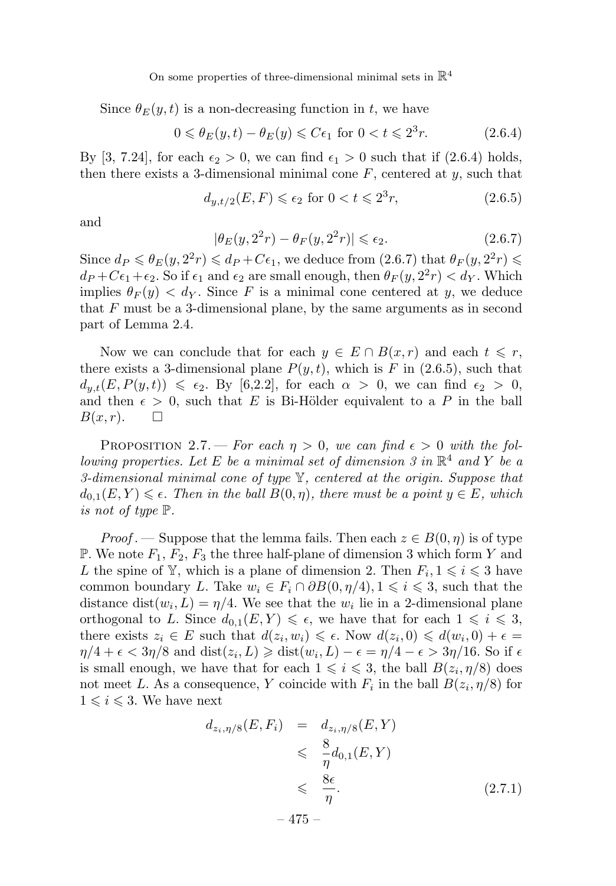Since $\theta_E(y,t)$ is a non-decreasing function in $t$, we have

$$0 \leqslant \theta_E(y,t) - \theta_E(y) \leqslant C\epsilon_1 \text{ for } 0 < t \leqslant 2^3 r. \tag{2.6.4}$$

By [3, 7.24], for each $\epsilon_2 > 0$, we can find $\epsilon_1 > 0$ such that if (2.6.4) holds, then there exists a 3-dimensional minimal cone $F$, centered at $y$, such that

$$d_{y,t/2}(E,F) \leqslant \epsilon_2 \text{ for } 0 < t \leqslant 2^3 r, \tag{2.6.5}$$

and

$$|\theta_E(y, 2^2 r) - \theta_F(y, 2^2 r)| \leqslant \epsilon_2. \tag{2.6.7}$$

Since $d_P \leqslant \theta_E(y, 2^2 r) \leqslant d_P + C\epsilon_1$, we deduce from (2.6.7) that $\theta_F(y, 2^2 r) \leqslant d_P + C\epsilon_1 + \epsilon_2$. So if $\epsilon_1$ and $\epsilon_2$ are small enough, then $\theta_F(y, 2^2 r) < d_Y$. Which implies $\theta_F(y) < d_Y$. Since $F$ is a minimal cone centered at $y$, we deduce that $F$ must be a 3-dimensional plane, by the same arguments as in second part of Lemma 2.4.

Now we can conclude that for each $y \in E \cap B(x,r)$ and each $t \leqslant r$, there exists a 3-dimensional plane $P(y,t)$, which is $F$ in (2.6.5), such that $d_{y,t}(E, P(y,t)) \leqslant \epsilon_2$. By [6,2.2], for each $\alpha > 0$, we can find $\epsilon_2 > 0$, and then $\epsilon > 0$, such that $E$ is Bi-Hölder equivalent to a $P$ in the ball $B(x,r)$. $\square$

Proposition 2.7. — *For each $\eta > 0$, we can find $\epsilon > 0$ with the following properties. Let $E$ be a minimal set of dimension 3 in $\mathbb{R}^4$ and $Y$ be a 3-dimensional minimal cone of type $\mathbb{Y}$, centered at the origin. Suppose that $d_{0,1}(E,Y) \leqslant \epsilon$. Then in the ball $B(0,\eta)$, there must be a point $y \in E$, which is not of type $\mathbb{P}$.*

*Proof.* — Suppose that the lemma fails. Then each $z \in B(0,\eta)$ is of type $\mathbb{P}$. We note $F_1$, $F_2$, $F_3$ the three half-plane of dimension 3 which form $Y$ and $L$ the spine of $\mathbb{Y}$, which is a plane of dimension 2. Then $F_i, 1 \leqslant i \leqslant 3$ have common boundary $L$. Take $w_i \in F_i \cap \partial B(0, \eta/4), 1 \leqslant i \leqslant 3$, such that the distance $\mathrm{dist}(w_i, L) = \eta/4$. We see that the $w_i$ lie in a 2-dimensional plane orthogonal to $L$. Since $d_{0,1}(E,Y) \leqslant \epsilon$, we have that for each $1 \leqslant i \leqslant 3$, there exists $z_i \in E$ such that $d(z_i, w_i) \leqslant \epsilon$. Now $d(z_i, 0) \leqslant d(w_i, 0) + \epsilon = \eta/4 + \epsilon < 3\eta/8$ and $\mathrm{dist}(z_i, L) \geqslant \mathrm{dist}(w_i, L) - \epsilon = \eta/4 - \epsilon > 3\eta/16$. So if $\epsilon$ is small enough, we have that for each $1 \leqslant i \leqslant 3$, the ball $B(z_i, \eta/8)$ does not meet $L$. As a consequence, $Y$ coincide with $F_i$ in the ball $B(z_i, \eta/8)$ for $1 \leqslant i \leqslant 3$. We have next

$$\begin{aligned} d_{z_i, \eta/8}(E, F_i) &= d_{z_i, \eta/8}(E, Y) \\ &\leqslant \frac{8}{\eta} d_{0,1}(E,Y) \\ &\leqslant \frac{8\epsilon}{\eta}. \end{aligned} \tag{2.7.1}$$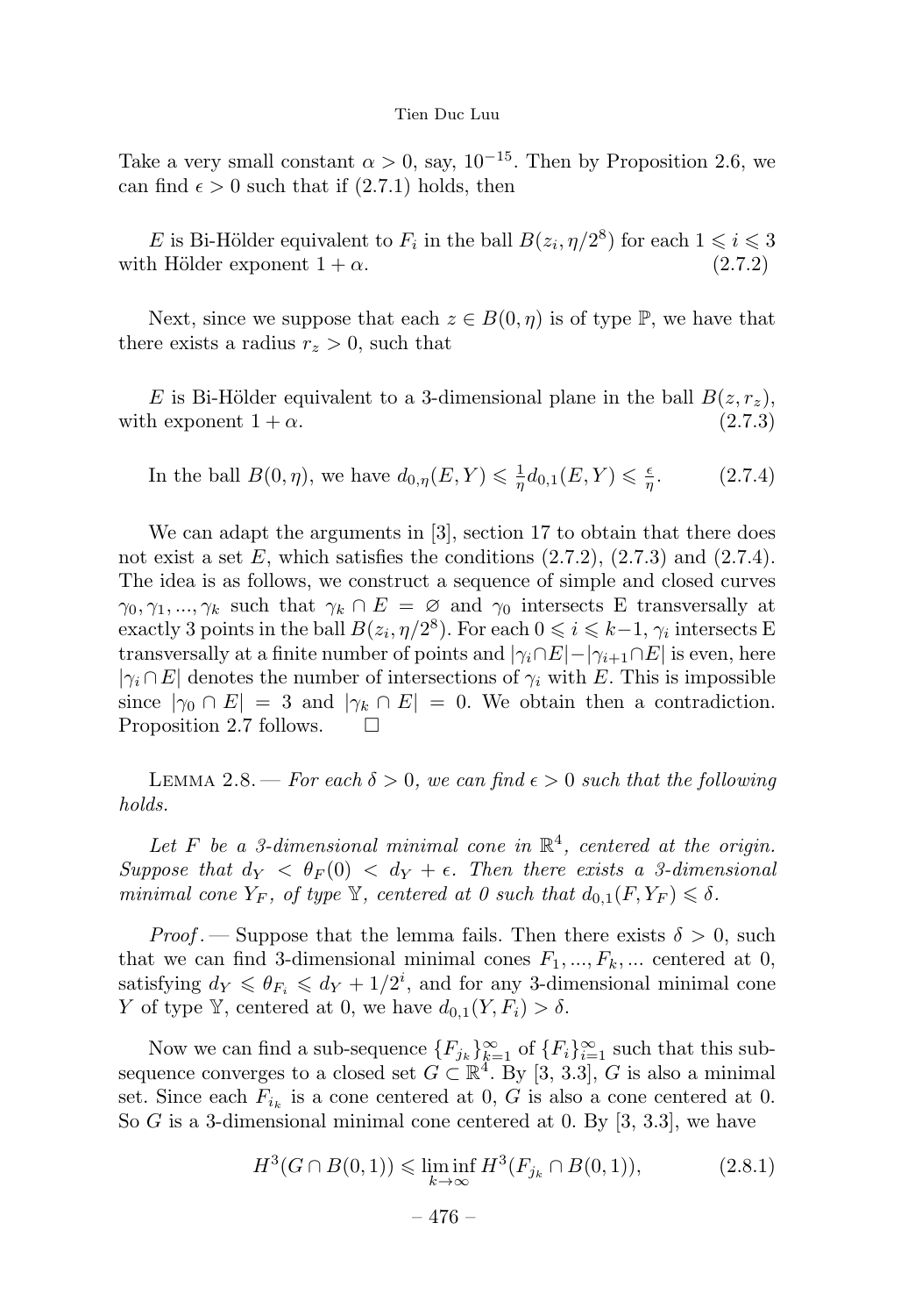Take a very small constant $\alpha > 0$, say, $10^{-15}$. Then by Proposition 2.6, we can find $\epsilon > 0$ such that if (2.7.1) holds, then

$E$ is Bi-Hölder equivalent to $F_i$ in the ball $B(z_i, \eta/2^8)$ for each $1 \leqslant i \leqslant 3$ with Hölder exponent $1 + \alpha$. (2.7.2)

Next, since we suppose that each $z \in B(0, \eta)$ is of type $\mathbb{P}$, we have that there exists a radius $r_z > 0$, such that

$E$ is Bi-Hölder equivalent to a 3-dimensional plane in the ball $B(z, r_z)$, with exponent $1 + \alpha$. (2.7.3)

In the ball $B(0, \eta)$, we have $d_{0,\eta}(E, Y) \leqslant \frac{1}{\eta} d_{0,1}(E, Y) \leqslant \frac{\epsilon}{\eta}$. (2.7.4)

We can adapt the arguments in [3], section 17 to obtain that there does not exist a set $E$, which satisfies the conditions (2.7.2), (2.7.3) and (2.7.4). The idea is as follows, we construct a sequence of simple and closed curves $\gamma_0, \gamma_1, ..., \gamma_k$ such that $\gamma_k \cap E = \varnothing$ and $\gamma_0$ intersects E transversally at exactly 3 points in the ball $B(z_i, \eta/2^8)$. For each $0 \leqslant i \leqslant k-1$, $\gamma_i$ intersects E transversally at a finite number of points and $|\gamma_i \cap E| - |\gamma_{i+1} \cap E|$ is even, here $|\gamma_i \cap E|$ denotes the number of intersections of $\gamma_i$ with $E$. This is impossible since $|\gamma_0 \cap E| = 3$ and $|\gamma_k \cap E| = 0$. We obtain then a contradiction. Proposition 2.7 follows. □

Lemma 2.8. — *For each $\delta > 0$, we can find $\epsilon > 0$ such that the following holds.*

*Let $F$ be a 3-dimensional minimal cone in $\mathbb{R}^4$, centered at the origin. Suppose that $d_Y < \theta_F(0) < d_Y + \epsilon$. Then there exists a 3-dimensional minimal cone $Y_F$, of type $\mathbb{Y}$, centered at 0 such that $d_{0,1}(F, Y_F) \leqslant \delta$.*

*Proof*. — Suppose that the lemma fails. Then there exists $\delta > 0$, such that we can find 3-dimensional minimal cones $F_1, ..., F_k, ...$ centered at 0, satisfying $d_Y \leqslant \theta_{F_i} \leqslant d_Y + 1/2^i$, and for any 3-dimensional minimal cone $Y$ of type $\mathbb{Y}$, centered at 0, we have $d_{0,1}(Y, F_i) > \delta$.

Now we can find a sub-sequence $\{F_{j_k}\}_{k=1}^{\infty}$ of $\{F_i\}_{i=1}^{\infty}$ such that this sub-sequence converges to a closed set $G \subset \mathbb{R}^4$. By [3, 3.3], $G$ is also a minimal set. Since each $F_{i_k}$ is a cone centered at 0, $G$ is also a cone centered at 0. So $G$ is a 3-dimensional minimal cone centered at 0. By [3, 3.3], we have

$$H^3(G \cap B(0,1)) \leqslant \liminf_{k \to \infty} H^3(F_{j_k} \cap B(0,1)), \tag{2.8.1}$$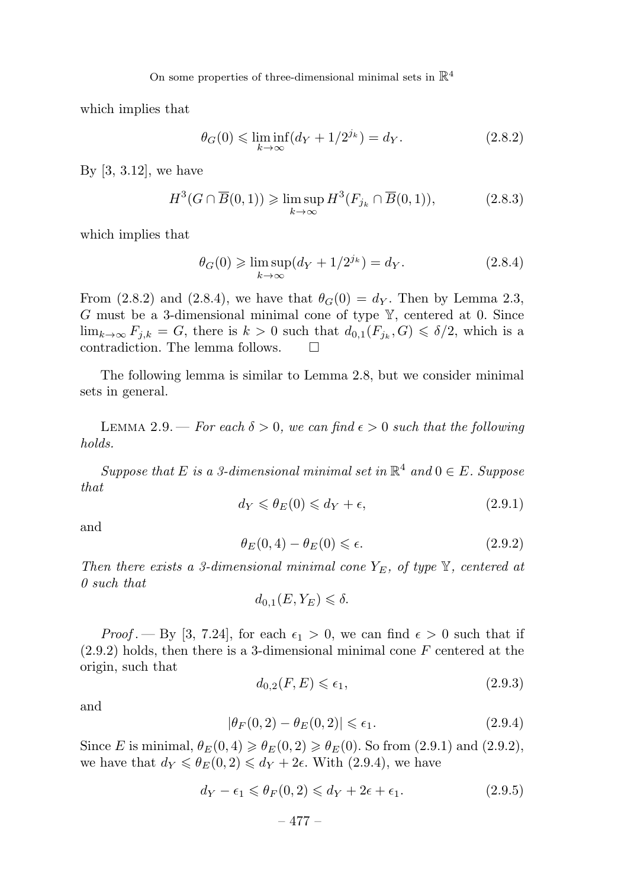which implies that

$$\theta_G(0) \leqslant \liminf_{k\to\infty}(d_Y + 1/2^{j_k}) = d_Y. \tag{2.8.2}$$

By [3, 3.12], we have

$$H^3(G \cap \overline{B}(0,1)) \geqslant \limsup_{k\to\infty} H^3(F_{j_k} \cap \overline{B}(0,1)), \tag{2.8.3}$$

which implies that

$$\theta_G(0) \geqslant \limsup_{k\to\infty}(d_Y + 1/2^{j_k}) = d_Y. \tag{2.8.4}$$

From (2.8.2) and (2.8.4), we have that $\theta_G(0) = d_Y$. Then by Lemma 2.3, $G$ must be a 3-dimensional minimal cone of type $\mathbb{Y}$, centered at 0. Since $\lim_{k\to\infty} F_{j,k} = G$, there is $k > 0$ such that $d_{0,1}(F_{j_k}, G) \leqslant \delta/2$, which is a contradiction. The lemma follows. $\square$

The following lemma is similar to Lemma 2.8, but we consider minimal sets in general.

Lemma 2.9. — *For each $\delta > 0$, we can find $\epsilon > 0$ such that the following holds.*

*Suppose that $E$ is a 3-dimensional minimal set in $\mathbb{R}^4$ and $0 \in E$. Suppose that*

$$d_Y \leqslant \theta_E(0) \leqslant d_Y + \epsilon, \tag{2.9.1}$$

*and*

$$\theta_E(0,4) - \theta_E(0) \leqslant \epsilon. \tag{2.9.2}$$

*Then there exists a 3-dimensional minimal cone $Y_E$, of type $\mathbb{Y}$, centered at 0 such that*

$$d_{0,1}(E, Y_E) \leqslant \delta.$$

*Proof.* — By [3, 7.24], for each $\epsilon_1 > 0$, we can find $\epsilon > 0$ such that if (2.9.2) holds, then there is a 3-dimensional minimal cone $F$ centered at the origin, such that

$$d_{0,2}(F, E) \leqslant \epsilon_1, \tag{2.9.3}$$

and

$$|\theta_F(0,2) - \theta_E(0,2)| \leqslant \epsilon_1. \tag{2.9.4}$$

Since $E$ is minimal, $\theta_E(0,4) \geqslant \theta_E(0,2) \geqslant \theta_E(0)$. So from (2.9.1) and (2.9.2), we have that $d_Y \leqslant \theta_E(0,2) \leqslant d_Y + 2\epsilon$. With (2.9.4), we have

$$d_Y - \epsilon_1 \leqslant \theta_F(0,2) \leqslant d_Y + 2\epsilon + \epsilon_1. \tag{2.9.5}$$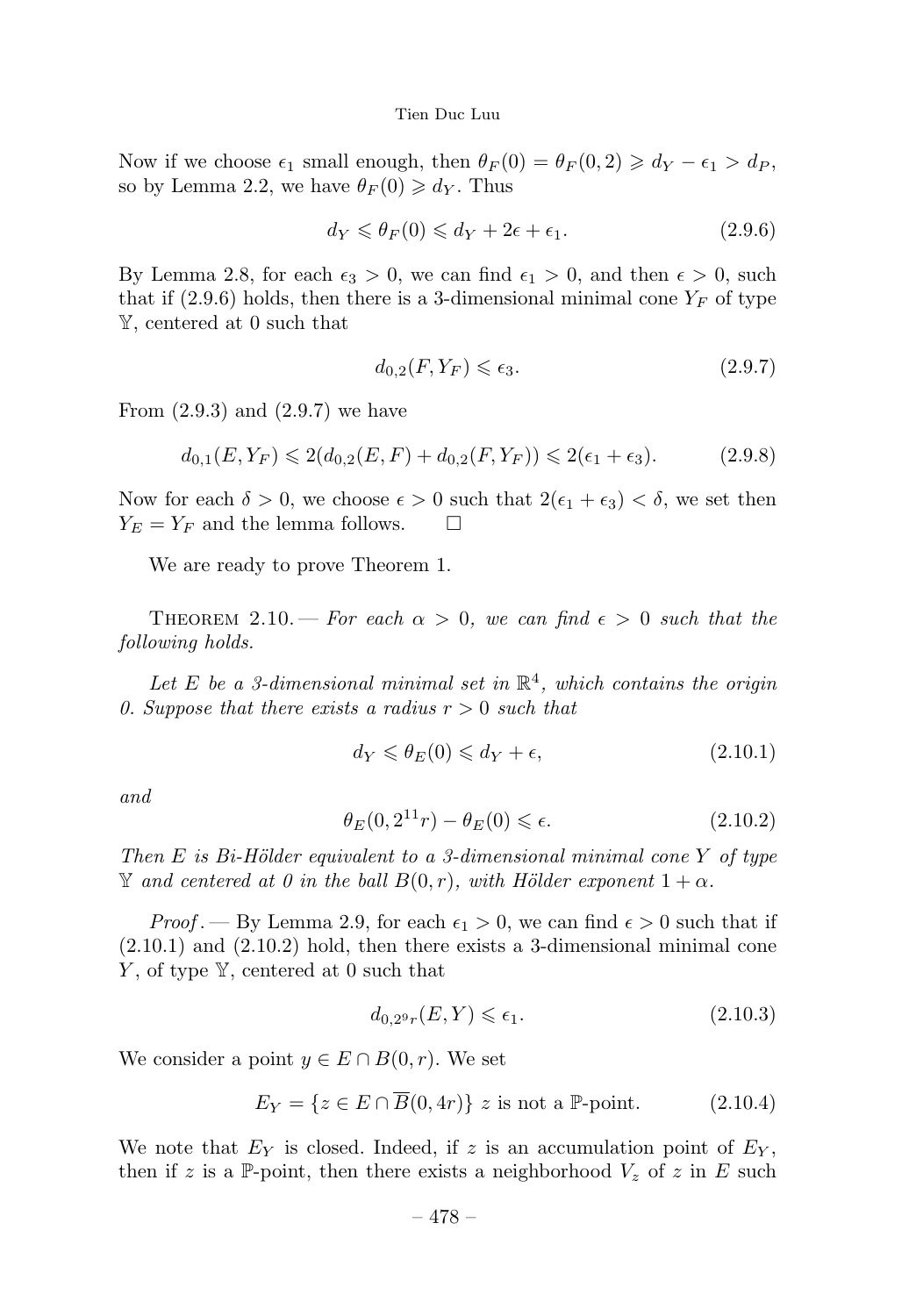Now if we choose $\epsilon_1$ small enough, then $\theta_F(0) = \theta_F(0, 2) \geqslant d_Y - \epsilon_1 > d_P$, so by Lemma 2.2, we have $\theta_F(0) \geqslant d_Y$. Thus

$$d_Y \leqslant \theta_F(0) \leqslant d_Y + 2\epsilon + \epsilon_1. \tag{2.9.6}$$

By Lemma 2.8, for each $\epsilon_3 > 0$, we can find $\epsilon_1 > 0$, and then $\epsilon > 0$, such that if (2.9.6) holds, then there is a 3-dimensional minimal cone $Y_F$ of type $\mathbb{Y}$, centered at 0 such that

$$d_{0,2}(F, Y_F) \leqslant \epsilon_3. \tag{2.9.7}$$

From (2.9.3) and (2.9.7) we have

$$d_{0,1}(E, Y_F) \leqslant 2(d_{0,2}(E, F) + d_{0,2}(F, Y_F)) \leqslant 2(\epsilon_1 + \epsilon_3). \tag{2.9.8}$$

Now for each $\delta > 0$, we choose $\epsilon > 0$ such that $2(\epsilon_1 + \epsilon_3) < \delta$, we set then $Y_E = Y_F$ and the lemma follows. $\square$

We are ready to prove Theorem 1.

Theorem 2.10. — *For each $\alpha > 0$, we can find $\epsilon > 0$ such that the following holds.*

*Let $E$ be a 3-dimensional minimal set in $\mathbb{R}^4$, which contains the origin 0. Suppose that there exists a radius $r > 0$ such that*

$$d_Y \leqslant \theta_E(0) \leqslant d_Y + \epsilon, \tag{2.10.1}$$

*and*

$$\theta_E(0, 2^{11}r) - \theta_E(0) \leqslant \epsilon. \tag{2.10.2}$$

*Then $E$ is Bi-Hölder equivalent to a 3-dimensional minimal cone $Y$ of type $\mathbb{Y}$ and centered at 0 in the ball $B(0, r)$, with Hölder exponent $1 + \alpha$.*

*Proof*. — By Lemma 2.9, for each $\epsilon_1 > 0$, we can find $\epsilon > 0$ such that if (2.10.1) and (2.10.2) hold, then there exists a 3-dimensional minimal cone $Y$, of type $\mathbb{Y}$, centered at 0 such that

$$d_{0,2^9r}(E, Y) \leqslant \epsilon_1. \tag{2.10.3}$$

We consider a point $y \in E \cap B(0, r)$. We set

$$E_Y = \{z \in E \cap \overline{B}(0, 4r)\} \text{ } z \text{ is not a } \mathbb{P}\text{-point}. \tag{2.10.4}$$

We note that $E_Y$ is closed. Indeed, if $z$ is an accumulation point of $E_Y$, then if $z$ is a $\mathbb{P}$-point, then there exists a neighborhood $V_z$ of $z$ in $E$ such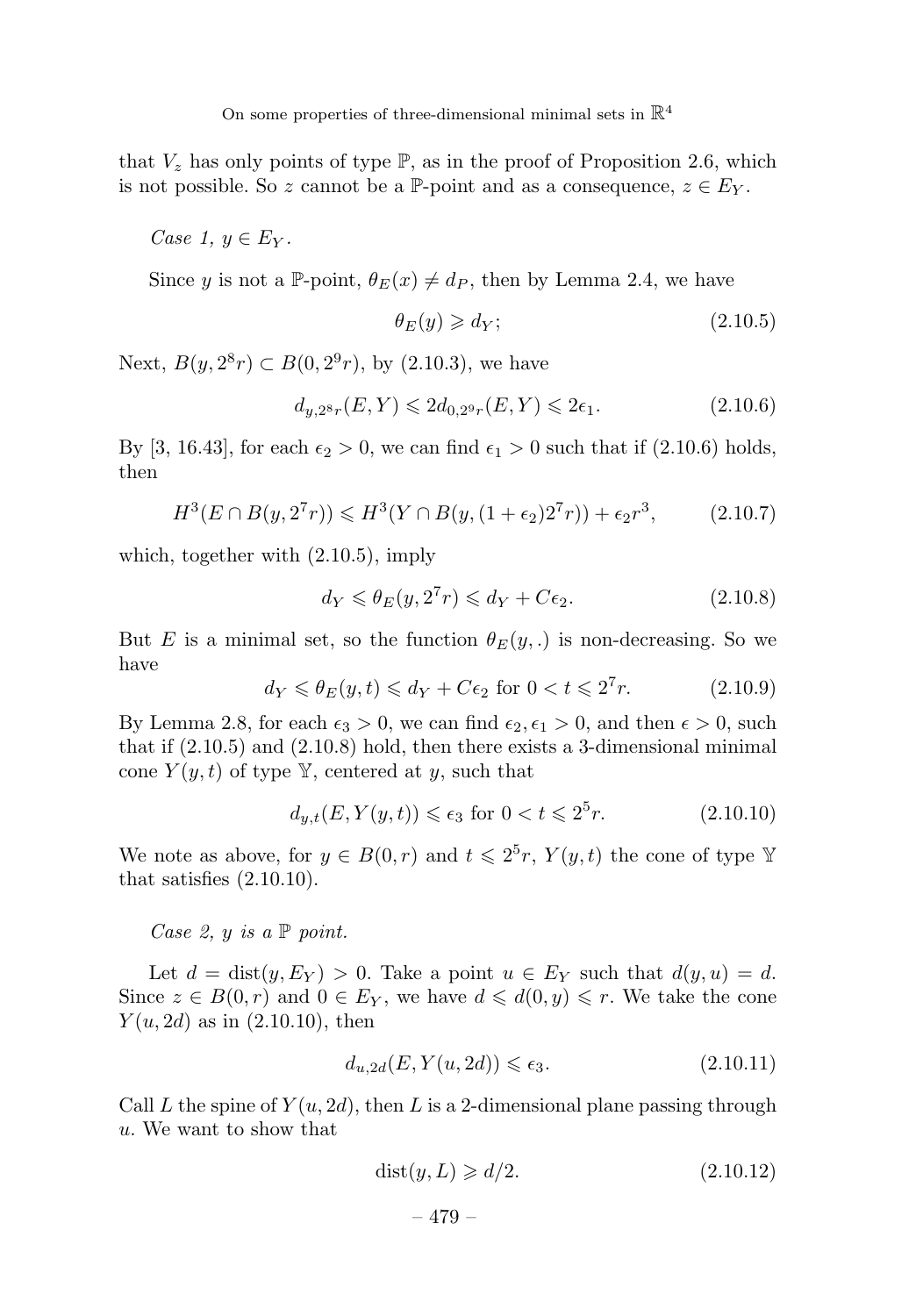that $V_z$ has only points of type $\mathbb{P}$, as in the proof of Proposition 2.6, which is not possible. So $z$ cannot be a $\mathbb{P}$-point and as a consequence, $z \in E_Y$.

*Case 1,* $y \in E_Y$.

Since $y$ is not a $\mathbb{P}$-point, $\theta_E(x) \neq d_P$, then by Lemma 2.4, we have

$$\theta_E(y) \geqslant d_Y; \tag{2.10.5}$$

Next, $B(y, 2^8 r) \subset B(0, 2^9 r)$, by (2.10.3), we have

$$d_{y,2^8 r}(E, Y) \leqslant 2d_{0,2^9 r}(E, Y) \leqslant 2\epsilon_1. \tag{2.10.6}$$

By [3, 16.43], for each $\epsilon_2 > 0$, we can find $\epsilon_1 > 0$ such that if (2.10.6) holds, then

$$H^3(E \cap B(y, 2^7 r)) \leqslant H^3(Y \cap B(y, (1+\epsilon_2)2^7 r)) + \epsilon_2 r^3, \tag{2.10.7}$$

which, together with (2.10.5), imply

$$d_Y \leqslant \theta_E(y, 2^7 r) \leqslant d_Y + C\epsilon_2. \tag{2.10.8}$$

But $E$ is a minimal set, so the function $\theta_E(y, .)$ is non-decreasing. So we have

$$d_Y \leqslant \theta_E(y, t) \leqslant d_Y + C\epsilon_2 \text{ for } 0 < t \leqslant 2^7 r. \tag{2.10.9}$$

By Lemma 2.8, for each $\epsilon_3 > 0$, we can find $\epsilon_2, \epsilon_1 > 0$, and then $\epsilon > 0$, such that if (2.10.5) and (2.10.8) hold, then there exists a 3-dimensional minimal cone $Y(y, t)$ of type $\mathbb{Y}$, centered at $y$, such that

$$d_{y,t}(E, Y(y, t)) \leqslant \epsilon_3 \text{ for } 0 < t \leqslant 2^5 r. \tag{2.10.10}$$

We note as above, for $y \in B(0, r)$ and $t \leqslant 2^5 r$, $Y(y, t)$ the cone of type $\mathbb{Y}$ that satisfies (2.10.10).

*Case 2, $y$ is a $\mathbb{P}$ point.*

Let $d = \text{dist}(y, E_Y) > 0$. Take a point $u \in E_Y$ such that $d(y, u) = d$. Since $z \in B(0, r)$ and $0 \in E_Y$, we have $d \leqslant d(0, y) \leqslant r$. We take the cone $Y(u, 2d)$ as in (2.10.10), then

$$d_{u,2d}(E, Y(u, 2d)) \leqslant \epsilon_3. \tag{2.10.11}$$

Call $L$ the spine of $Y(u, 2d)$, then $L$ is a 2-dimensional plane passing through $u$. We want to show that

$$\text{dist}(y, L) \geqslant d/2. \tag{2.10.12}$$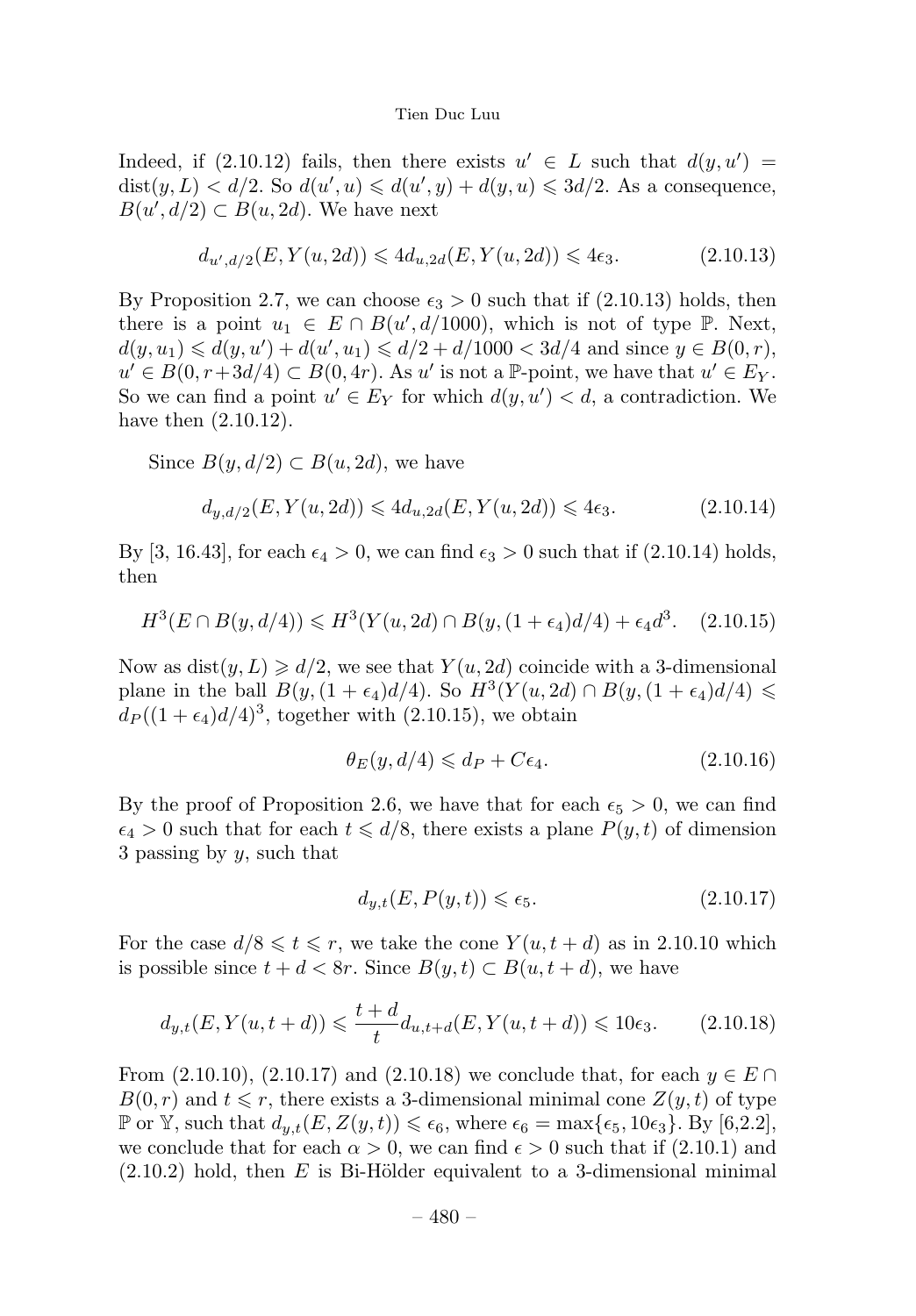Indeed, if (2.10.12) fails, then there exists $u' \in L$ such that $d(y, u') = \text{dist}(y, L) < d/2$. So $d(u', u) \leqslant d(u', y) + d(y, u) \leqslant 3d/2$. As a consequence, $B(u', d/2) \subset B(u, 2d)$. We have next

$$d_{u',d/2}(E, Y(u, 2d)) \leqslant 4d_{u,2d}(E, Y(u, 2d)) \leqslant 4\epsilon_3. \tag{2.10.13}$$

By Proposition 2.7, we can choose $\epsilon_3 > 0$ such that if (2.10.13) holds, then there is a point $u_1 \in E \cap B(u', d/1000)$, which is not of type $\mathbb{P}$. Next, $d(y, u_1) \leqslant d(y, u') + d(u', u_1) \leqslant d/2 + d/1000 < 3d/4$ and since $y \in B(0, r)$, $u' \in B(0, r+3d/4) \subset B(0, 4r)$. As $u'$ is not a $\mathbb{P}$-point, we have that $u' \in E_Y$. So we can find a point $u' \in E_Y$ for which $d(y, u') < d$, a contradiction. We have then (2.10.12).

Since $B(y, d/2) \subset B(u, 2d)$, we have

$$d_{y,d/2}(E, Y(u, 2d)) \leqslant 4d_{u,2d}(E, Y(u, 2d)) \leqslant 4\epsilon_3. \tag{2.10.14}$$

By [3, 16.43], for each $\epsilon_4 > 0$, we can find $\epsilon_3 > 0$ such that if (2.10.14) holds, then

$$H^3(E \cap B(y, d/4)) \leqslant H^3(Y(u, 2d) \cap B(y, (1 + \epsilon_4)d/4) + \epsilon_4 d^3. \tag{2.10.15}$$

Now as $\text{dist}(y, L) \geqslant d/2$, we see that $Y(u, 2d)$ coincide with a 3-dimensional plane in the ball $B(y, (1 + \epsilon_4)d/4)$. So $H^3(Y(u, 2d) \cap B(y, (1 + \epsilon_4)d/4) \leqslant d_P((1 + \epsilon_4)d/4)^3$, together with (2.10.15), we obtain

$$\theta_E(y, d/4) \leqslant d_P + C\epsilon_4. \tag{2.10.16}$$

By the proof of Proposition 2.6, we have that for each $\epsilon_5 > 0$, we can find $\epsilon_4 > 0$ such that for each $t \leqslant d/8$, there exists a plane $P(y, t)$ of dimension 3 passing by $y$, such that

$$d_{y,t}(E, P(y, t)) \leqslant \epsilon_5. \tag{2.10.17}$$

For the case $d/8 \leqslant t \leqslant r$, we take the cone $Y(u, t + d)$ as in 2.10.10 which is possible since $t + d < 8r$. Since $B(y, t) \subset B(u, t + d)$, we have

$$d_{y,t}(E, Y(u, t + d)) \leqslant \frac{t + d}{t} d_{u,t+d}(E, Y(u, t + d)) \leqslant 10\epsilon_3. \tag{2.10.18}$$

From (2.10.10), (2.10.17) and (2.10.18) we conclude that, for each $y \in E \cap B(0, r)$ and $t \leqslant r$, there exists a 3-dimensional minimal cone $Z(y, t)$ of type $\mathbb{P}$ or $\mathbb{Y}$, such that $d_{y,t}(E, Z(y, t)) \leqslant \epsilon_6$, where $\epsilon_6 = \max\{\epsilon_5, 10\epsilon_3\}$. By [6,2.2], we conclude that for each $\alpha > 0$, we can find $\epsilon > 0$ such that if (2.10.1) and (2.10.2) hold, then $E$ is Bi-Hölder equivalent to a 3-dimensional minimal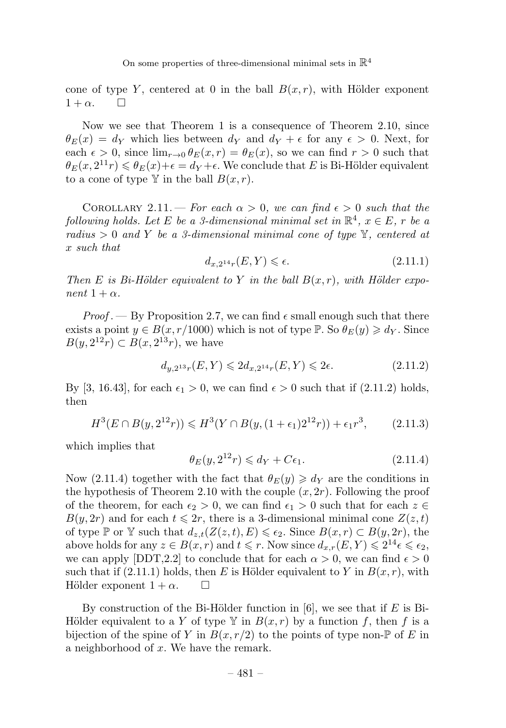cone of type $Y$, centered at 0 in the ball $B(x,r)$, with Hölder exponent $1+\alpha$. $\square$

Now we see that Theorem 1 is a consequence of Theorem 2.10, since $\theta_E(x) = d_Y$ which lies between $d_Y$ and $d_Y + \epsilon$ for any $\epsilon > 0$. Next, for each $\epsilon > 0$, since $\lim_{r\to 0} \theta_E(x,r) = \theta_E(x)$, so we can find $r > 0$ such that $\theta_E(x, 2^{11}r) \leqslant \theta_E(x) + \epsilon = d_Y + \epsilon$. We conclude that $E$ is Bi-Hölder equivalent to a cone of type $\mathbb{Y}$ in the ball $B(x,r)$.

COROLLARY 2.11. — *For each $\alpha > 0$, we can find $\epsilon > 0$ such that the following holds. Let $E$ be a 3-dimensional minimal set in $\mathbb{R}^4$, $x \in E$, $r$ be a radius $> 0$ and $Y$ be a 3-dimensional minimal cone of type $\mathbb{Y}$, centered at $x$ such that*

$$d_{x,2^{14}r}(E,Y) \leqslant \epsilon. \tag{2.11.1}$$

*Then $E$ is Bi-Hölder equivalent to $Y$ in the ball $B(x,r)$, with Hölder exponent $1+\alpha$.*

*Proof.* — By Proposition 2.7, we can find $\epsilon$ small enough such that there exists a point $y \in B(x, r/1000)$ which is not of type $\mathbb{P}$. So $\theta_E(y) \geqslant d_Y$. Since $B(y, 2^{12}r) \subset B(x, 2^{13}r)$, we have

$$d_{y,2^{13}r}(E,Y) \leqslant 2d_{x,2^{14}r}(E,Y) \leqslant 2\epsilon. \tag{2.11.2}$$

By [3, 16.43], for each $\epsilon_1 > 0$, we can find $\epsilon > 0$ such that if (2.11.2) holds, then

$$H^3(E \cap B(y, 2^{12}r)) \leqslant H^3(Y \cap B(y, (1+\epsilon_1)2^{12}r)) + \epsilon_1 r^3, \tag{2.11.3}$$

which implies that

$$\theta_E(y, 2^{12}r) \leqslant d_Y + C\epsilon_1. \tag{2.11.4}$$

Now (2.11.4) together with the fact that $\theta_E(y) \geqslant d_Y$ are the conditions in the hypothesis of Theorem 2.10 with the couple $(x, 2r)$. Following the proof of the theorem, for each $\epsilon_2 > 0$, we can find $\epsilon_1 > 0$ such that for each $z \in B(y, 2r)$ and for each $t \leqslant 2r$, there is a 3-dimensional minimal cone $Z(z,t)$ of type $\mathbb{P}$ or $\mathbb{Y}$ such that $d_{z,t}(Z(z,t), E) \leqslant \epsilon_2$. Since $B(x,r) \subset B(y, 2r)$, the above holds for any $z \in B(x,r)$ and $t \leqslant r$. Now since $d_{x,r}(E,Y) \leqslant 2^{14}\epsilon \leqslant \epsilon_2$, we can apply [DDT,2.2] to conclude that for each $\alpha > 0$, we can find $\epsilon > 0$ such that if (2.11.1) holds, then $E$ is Hölder equivalent to $Y$ in $B(x,r)$, with Hölder exponent $1+\alpha$. $\square$

By construction of the Bi-Hölder function in [6], we see that if $E$ is Bi-Hölder equivalent to a $Y$ of type $\mathbb{Y}$ in $B(x,r)$ by a function $f$, then $f$ is a bijection of the spine of $Y$ in $B(x, r/2)$ to the points of type non-$\mathbb{P}$ of $E$ in a neighborhood of $x$. We have the remark.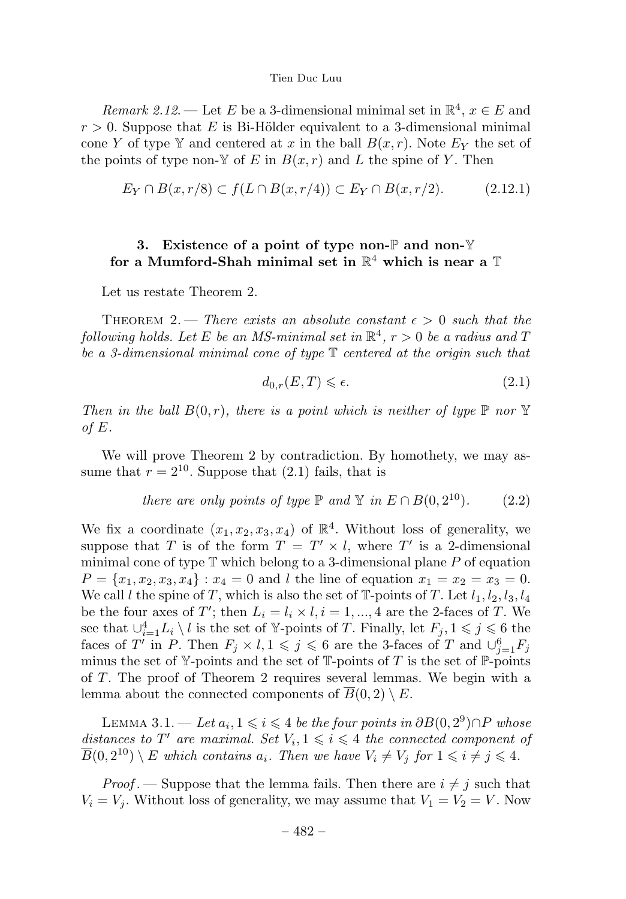*Remark 2.12.* — Let $E$ be a 3-dimensional minimal set in $\mathbb{R}^4$, $x \in E$ and $r > 0$. Suppose that $E$ is Bi-Hölder equivalent to a 3-dimensional minimal cone $Y$ of type $\mathbb{Y}$ and centered at $x$ in the ball $B(x,r)$. Note $E_Y$ the set of the points of type non-$\mathbb{Y}$ of $E$ in $B(x,r)$ and $L$ the spine of $Y$. Then

$$E_Y \cap B(x, r/8) \subset f(L \cap B(x, r/4)) \subset E_Y \cap B(x, r/2). \tag{2.12.1}$$

## 3. Existence of a point of type non-$\mathbb{P}$ and non-$\mathbb{Y}$ for a Mumford-Shah minimal set in $\mathbb{R}^4$ which is near a $\mathbb{T}$

Let us restate Theorem 2.

THEOREM 2. — *There exists an absolute constant $\epsilon > 0$ such that the following holds. Let $E$ be an MS-minimal set in $\mathbb{R}^4$, $r > 0$ be a radius and $T$ be a 3-dimensional minimal cone of type $\mathbb{T}$ centered at the origin such that*

$$d_{0,r}(E, T) \leqslant \epsilon. \tag{2.1}$$

*Then in the ball $B(0,r)$, there is a point which is neither of type $\mathbb{P}$ nor $\mathbb{Y}$ of $E$.*

We will prove Theorem 2 by contradiction. By homothety, we may assume that $r = 2^{10}$. Suppose that (2.1) fails, that is

$$\textit{there are only points of type } \mathbb{P} \textit{ and } \mathbb{Y} \textit{ in } E \cap B(0, 2^{10}). \tag{2.2}$$

We fix a coordinate $(x_1, x_2, x_3, x_4)$ of $\mathbb{R}^4$. Without loss of generality, we suppose that $T$ is of the form $T = T' \times l$, where $T'$ is a 2-dimensional minimal cone of type $\mathbb{T}$ which belong to a 3-dimensional plane $P$ of equation $P = \{x_1, x_2, x_3, x_4\} : x_4 = 0$ and $l$ the line of equation $x_1 = x_2 = x_3 = 0$. We call $l$ the spine of $T$, which is also the set of $\mathbb{T}$-points of $T$. Let $l_1, l_2, l_3, l_4$ be the four axes of $T'$; then $L_i = l_i \times l, i = 1, ..., 4$ are the 2-faces of $T$. We see that $\cup_{i=1}^4 L_i \setminus l$ is the set of $\mathbb{Y}$-points of $T$. Finally, let $F_j, 1 \leqslant j \leqslant 6$ the faces of $T'$ in $P$. Then $F_j \times l, 1 \leqslant j \leqslant 6$ are the 3-faces of $T$ and $\cup_{j=1}^6 F_j$ minus the set of $\mathbb{Y}$-points and the set of $\mathbb{T}$-points of $T$ is the set of $\mathbb{P}$-points of $T$. The proof of Theorem 2 requires several lemmas. We begin with a lemma about the connected components of $\overline{B}(0,2) \setminus E$.

LEMMA 3.1. — *Let $a_i, 1 \leqslant i \leqslant 4$ be the four points in $\partial B(0, 2^9) \cap P$ whose distances to $T'$ are maximal. Set $V_i, 1 \leqslant i \leqslant 4$ the connected component of $\overline{B}(0, 2^{10}) \setminus E$ which contains $a_i$. Then we have $V_i \neq V_j$ for $1 \leqslant i \neq j \leqslant 4$.*

*Proof.* — Suppose that the lemma fails. Then there are $i \neq j$ such that $V_i = V_j$. Without loss of generality, we may assume that $V_1 = V_2 = V$. Now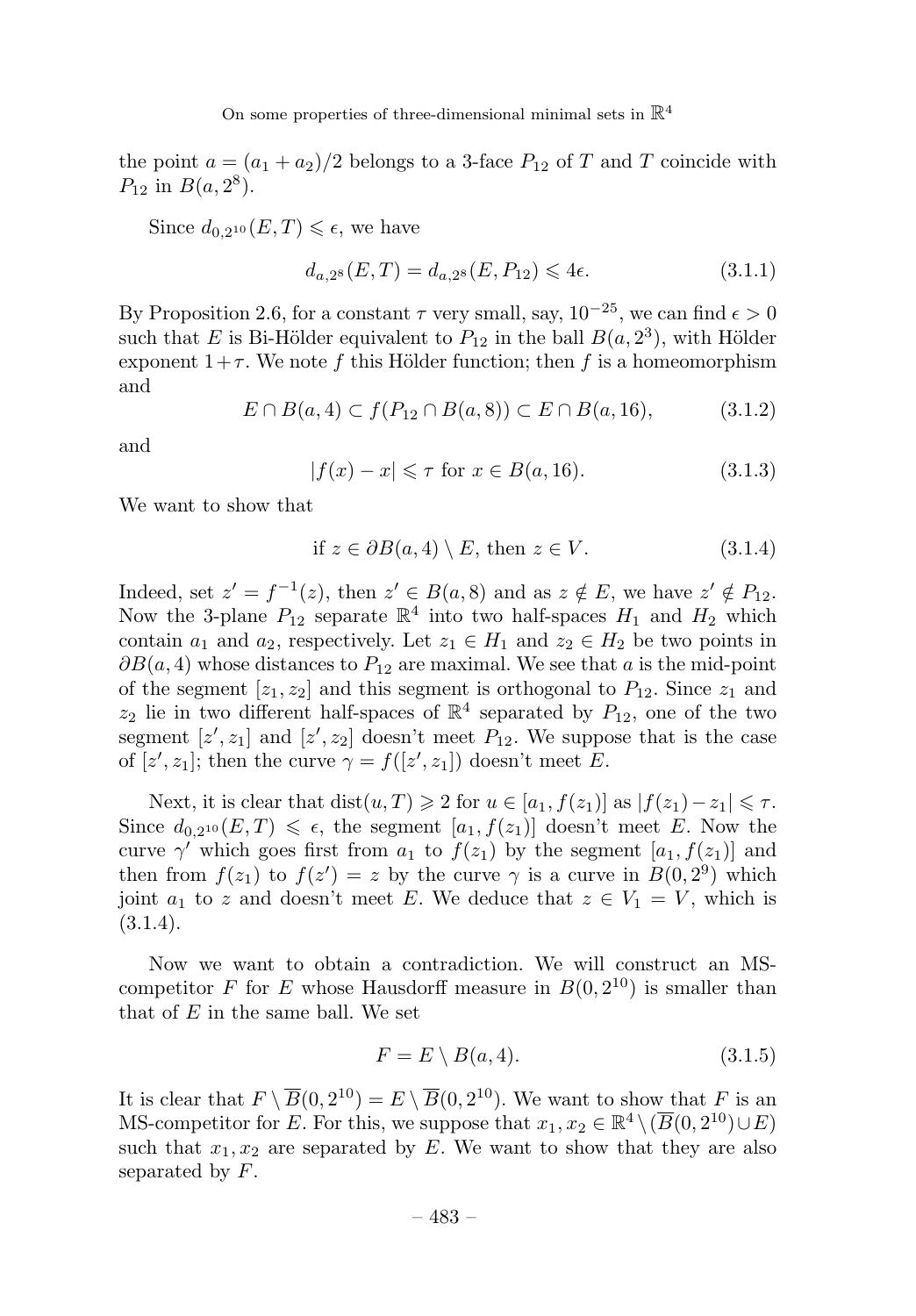the point $a = (a_1 + a_2)/2$ belongs to a 3-face $P_{12}$ of $T$ and $T$ coincide with $P_{12}$ in $B(a, 2^8)$.

Since $d_{0,2^{10}}(E, T) \leqslant \epsilon$, we have

$$d_{a,2^8}(E, T) = d_{a,2^8}(E, P_{12}) \leqslant 4\epsilon. \tag{3.1.1}$$

By Proposition 2.6, for a constant $\tau$ very small, say, $10^{-25}$, we can find $\epsilon > 0$ such that $E$ is Bi-Hölder equivalent to $P_{12}$ in the ball $B(a, 2^3)$, with Hölder exponent $1+\tau$. We note $f$ this Hölder function; then $f$ is a homeomorphism and

$$E \cap B(a, 4) \subset f(P_{12} \cap B(a, 8)) \subset E \cap B(a, 16), \tag{3.1.2}$$

and

$$|f(x) - x| \leqslant \tau \text{ for } x \in B(a, 16). \tag{3.1.3}$$

We want to show that

$$\text{if } z \in \partial B(a, 4) \setminus E, \text{ then } z \in V. \tag{3.1.4}$$

Indeed, set $z' = f^{-1}(z)$, then $z' \in B(a, 8)$ and as $z \notin E$, we have $z' \notin P_{12}$. Now the 3-plane $P_{12}$ separate $\mathbb{R}^4$ into two half-spaces $H_1$ and $H_2$ which contain $a_1$ and $a_2$, respectively. Let $z_1 \in H_1$ and $z_2 \in H_2$ be two points in $\partial B(a, 4)$ whose distances to $P_{12}$ are maximal. We see that $a$ is the mid-point of the segment $[z_1, z_2]$ and this segment is orthogonal to $P_{12}$. Since $z_1$ and $z_2$ lie in two different half-spaces of $\mathbb{R}^4$ separated by $P_{12}$, one of the two segment $[z', z_1]$ and $[z', z_2]$ doesn't meet $P_{12}$. We suppose that is the case of $[z', z_1]$; then the curve $\gamma = f([z', z_1])$ doesn't meet $E$.

Next, it is clear that $\mathrm{dist}(u, T) \geqslant 2$ for $u \in [a_1, f(z_1)]$ as $|f(z_1) - z_1| \leqslant \tau$. Since $d_{0,2^{10}}(E, T) \leqslant \epsilon$, the segment $[a_1, f(z_1)]$ doesn't meet $E$. Now the curve $\gamma'$ which goes first from $a_1$ to $f(z_1)$ by the segment $[a_1, f(z_1)]$ and then from $f(z_1)$ to $f(z') = z$ by the curve $\gamma$ is a curve in $B(0, 2^9)$ which joint $a_1$ to $z$ and doesn't meet $E$. We deduce that $z \in V_1 = V$, which is (3.1.4).

Now we want to obtain a contradiction. We will construct an MS-competitor $F$ for $E$ whose Hausdorff measure in $B(0, 2^{10})$ is smaller than that of $E$ in the same ball. We set

$$F = E \setminus B(a, 4). \tag{3.1.5}$$

It is clear that $F \setminus \overline{B}(0, 2^{10}) = E \setminus \overline{B}(0, 2^{10})$. We want to show that $F$ is an MS-competitor for $E$. For this, we suppose that $x_1, x_2 \in \mathbb{R}^4 \setminus (\overline{B}(0, 2^{10}) \cup E)$ such that $x_1, x_2$ are separated by $E$. We want to show that they are also separated by $F$.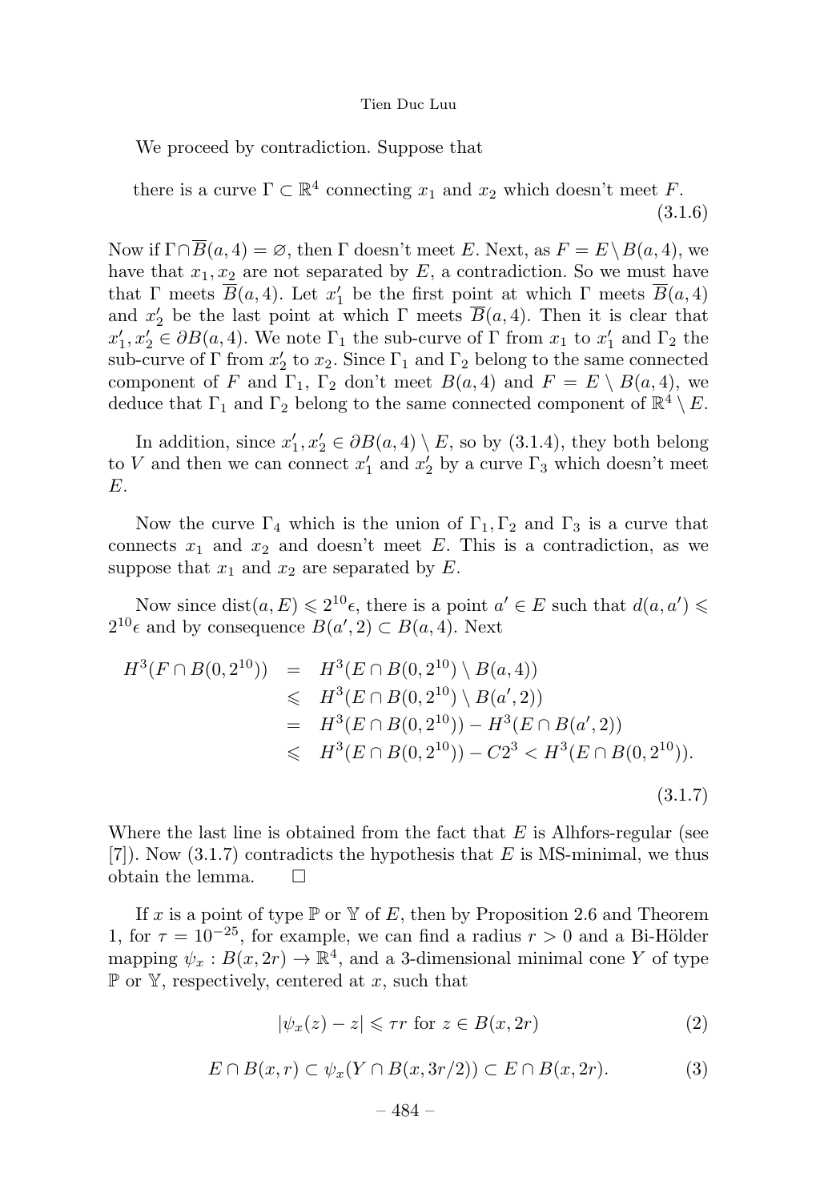We proceed by contradiction. Suppose that

$$\text{there is a curve } \Gamma \subset \mathbb{R}^4 \text{ connecting } x_1 \text{ and } x_2 \text{ which doesn't meet } F. \tag{3.1.6}$$

Now if $\Gamma \cap \overline{B}(a,4) = \varnothing$, then $\Gamma$ doesn't meet $E$. Next, as $F = E \setminus B(a,4)$, we have that $x_1, x_2$ are not separated by $E$, a contradiction. So we must have that $\Gamma$ meets $\overline{B}(a,4)$. Let $x_1'$ be the first point at which $\Gamma$ meets $\overline{B}(a,4)$ and $x_2'$ be the last point at which $\Gamma$ meets $\overline{B}(a,4)$. Then it is clear that $x_1', x_2' \in \partial B(a,4)$. We note $\Gamma_1$ the sub-curve of $\Gamma$ from $x_1$ to $x_1'$ and $\Gamma_2$ the sub-curve of $\Gamma$ from $x_2'$ to $x_2$. Since $\Gamma_1$ and $\Gamma_2$ belong to the same connected component of $F$ and $\Gamma_1$, $\Gamma_2$ don't meet $B(a,4)$ and $F = E \setminus B(a,4)$, we deduce that $\Gamma_1$ and $\Gamma_2$ belong to the same connected component of $\mathbb{R}^4 \setminus E$.

In addition, since $x_1', x_2' \in \partial B(a,4) \setminus E$, so by (3.1.4), they both belong to $V$ and then we can connect $x_1'$ and $x_2'$ by a curve $\Gamma_3$ which doesn't meet $E$.

Now the curve $\Gamma_4$ which is the union of $\Gamma_1, \Gamma_2$ and $\Gamma_3$ is a curve that connects $x_1$ and $x_2$ and doesn't meet $E$. This is a contradiction, as we suppose that $x_1$ and $x_2$ are separated by $E$.

Now since $\mathrm{dist}(a,E) \leqslant 2^{10}\epsilon$, there is a point $a' \in E$ such that $d(a,a') \leqslant 2^{10}\epsilon$ and by consequence $B(a',2) \subset B(a,4)$. Next

$$\begin{aligned} H^3(F \cap B(0,2^{10})) &= H^3(E \cap B(0,2^{10}) \setminus B(a,4)) \\ &\leqslant H^3(E \cap B(0,2^{10}) \setminus B(a',2)) \\ &= H^3(E \cap B(0,2^{10})) - H^3(E \cap B(a',2)) \\ &\leqslant H^3(E \cap B(0,2^{10})) - C2^3 < H^3(E \cap B(0,2^{10})). \end{aligned} \tag{3.1.7}$$

Where the last line is obtained from the fact that $E$ is Alhfors-regular (see [7]). Now (3.1.7) contradicts the hypothesis that $E$ is MS-minimal, we thus obtain the lemma. $\square$

If $x$ is a point of type $\mathbb{P}$ or $\mathbb{Y}$ of $E$, then by Proposition 2.6 and Theorem 1, for $\tau = 10^{-25}$, for example, we can find a radius $r > 0$ and a Bi-Hölder mapping $\psi_x : B(x,2r) \to \mathbb{R}^4$, and a 3-dimensional minimal cone $Y$ of type $\mathbb{P}$ or $\mathbb{Y}$, respectively, centered at $x$, such that

$$|\psi_x(z) - z| \leqslant \tau r \text{ for } z \in B(x,2r) \tag{2}$$

$$E \cap B(x,r) \subset \psi_x(Y \cap B(x,3r/2)) \subset E \cap B(x,2r). \tag{3}$$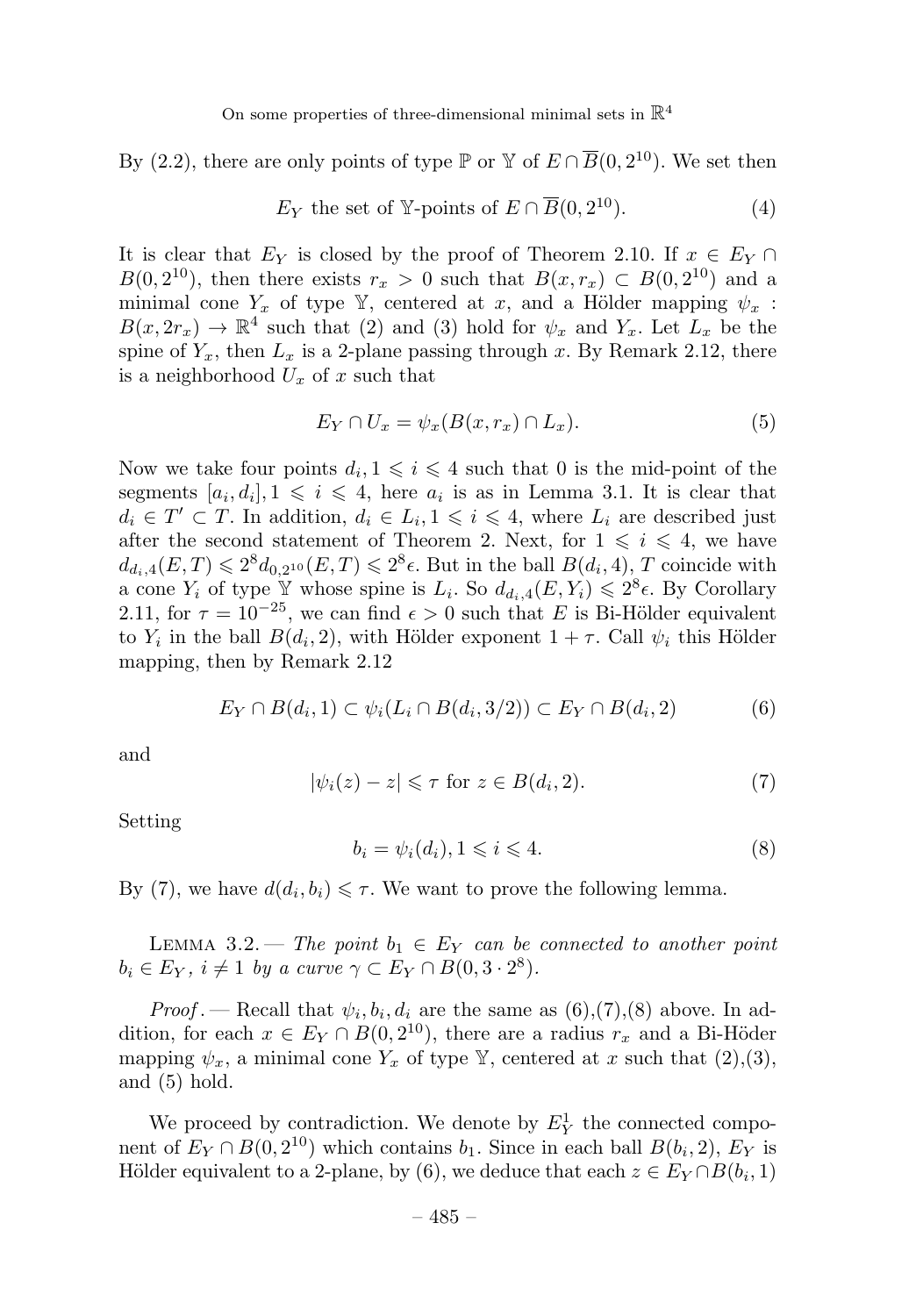By (2.2), there are only points of type $\mathbb{P}$ or $\mathbb{Y}$ of $E \cap \overline{B}(0, 2^{10})$. We set then

$$E_Y \text{ the set of } \mathbb{Y}\text{-points of } E \cap \overline{B}(0, 2^{10}). \tag{4}$$

It is clear that $E_Y$ is closed by the proof of Theorem 2.10. If $x \in E_Y \cap B(0, 2^{10})$, then there exists $r_x > 0$ such that $B(x, r_x) \subset B(0, 2^{10})$ and a minimal cone $Y_x$ of type $\mathbb{Y}$, centered at $x$, and a Hölder mapping $\psi_x : B(x, 2r_x) \to \mathbb{R}^4$ such that (2) and (3) hold for $\psi_x$ and $Y_x$. Let $L_x$ be the spine of $Y_x$, then $L_x$ is a 2-plane passing through $x$. By Remark 2.12, there is a neighborhood $U_x$ of $x$ such that

$$E_Y \cap U_x = \psi_x(B(x, r_x) \cap L_x). \tag{5}$$

Now we take four points $d_i, 1 \leqslant i \leqslant 4$ such that 0 is the mid-point of the segments $[a_i, d_i], 1 \leqslant i \leqslant 4$, here $a_i$ is as in Lemma 3.1. It is clear that $d_i \in T' \subset T$. In addition, $d_i \in L_i, 1 \leqslant i \leqslant 4$, where $L_i$ are described just after the second statement of Theorem 2. Next, for $1 \leqslant i \leqslant 4$, we have $d_{d_i,4}(E, T) \leqslant 2^8 d_{0,2^{10}}(E, T) \leqslant 2^8 \epsilon$. But in the ball $B(d_i, 4)$, $T$ coincide with a cone $Y_i$ of type $\mathbb{Y}$ whose spine is $L_i$. So $d_{d_i,4}(E, Y_i) \leqslant 2^8 \epsilon$. By Corollary 2.11, for $\tau = 10^{-25}$, we can find $\epsilon > 0$ such that $E$ is Bi-Hölder equivalent to $Y_i$ in the ball $B(d_i, 2)$, with Hölder exponent $1 + \tau$. Call $\psi_i$ this Hölder mapping, then by Remark 2.12

$$E_Y \cap B(d_i, 1) \subset \psi_i(L_i \cap B(d_i, 3/2)) \subset E_Y \cap B(d_i, 2) \tag{6}$$

and

$$|\psi_i(z) - z| \leqslant \tau \text{ for } z \in B(d_i, 2). \tag{7}$$

Setting

$$b_i = \psi_i(d_i), 1 \leqslant i \leqslant 4. \tag{8}$$

By (7), we have $d(d_i, b_i) \leqslant \tau$. We want to prove the following lemma.

Lemma 3.2. — *The point $b_1 \in E_Y$ can be connected to another point $b_i \in E_Y$, $i \neq 1$ by a curve $\gamma \subset E_Y \cap B(0, 3 \cdot 2^8)$.*

*Proof*. — Recall that $\psi_i, b_i, d_i$ are the same as (6),(7),(8) above. In addition, for each $x \in E_Y \cap B(0, 2^{10})$, there are a radius $r_x$ and a Bi-Höder mapping $\psi_x$, a minimal cone $Y_x$ of type $\mathbb{Y}$, centered at $x$ such that (2),(3), and (5) hold.

We proceed by contradiction. We denote by $E_Y^1$ the connected component of $E_Y \cap B(0, 2^{10})$ which contains $b_1$. Since in each ball $B(b_i, 2)$, $E_Y$ is Hölder equivalent to a 2-plane, by (6), we deduce that each $z \in E_Y \cap B(b_i, 1)$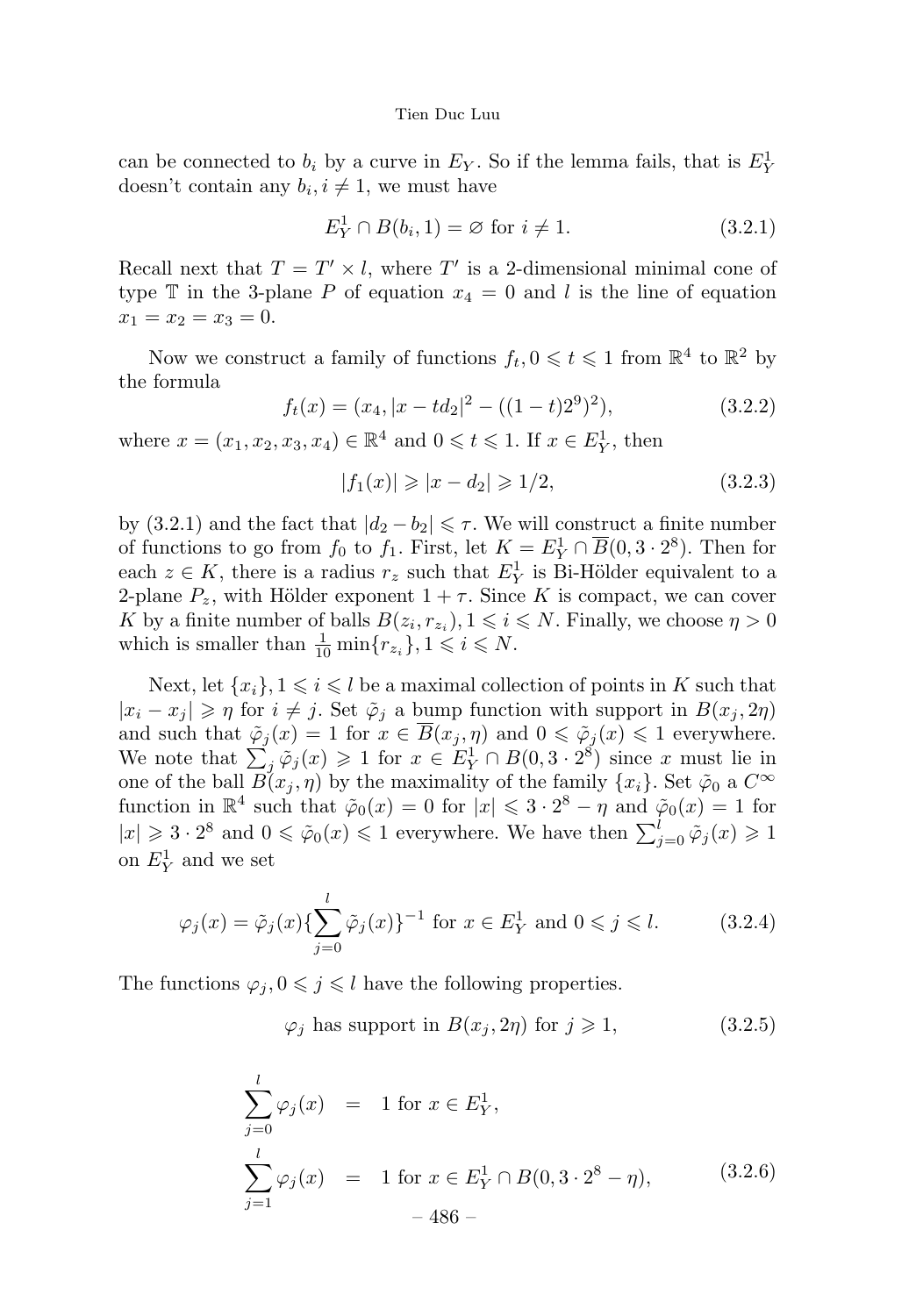can be connected to $b_i$ by a curve in $E_Y$. So if the lemma fails, that is $E_Y^1$ doesn't contain any $b_i, i \neq 1$, we must have

$$E_Y^1 \cap B(b_i, 1) = \varnothing \text{ for } i \neq 1. \tag{3.2.1}$$

Recall next that $T = T' \times l$, where $T'$ is a 2-dimensional minimal cone of type $\mathbb{T}$ in the 3-plane $P$ of equation $x_4 = 0$ and $l$ is the line of equation $x_1 = x_2 = x_3 = 0$.

Now we construct a family of functions $f_t, 0 \leqslant t \leqslant 1$ from $\mathbb{R}^4$ to $\mathbb{R}^2$ by the formula

$$f_t(x) = (x_4, |x - td_2|^2 - ((1-t)2^9)^2), \tag{3.2.2}$$

where $x = (x_1, x_2, x_3, x_4) \in \mathbb{R}^4$ and $0 \leqslant t \leqslant 1$. If $x \in E_Y^1$, then

$$|f_1(x)| \geqslant |x - d_2| \geqslant 1/2, \tag{3.2.3}$$

by (3.2.1) and the fact that $|d_2 - b_2| \leqslant \tau$. We will construct a finite number of functions to go from $f_0$ to $f_1$. First, let $K = E_Y^1 \cap \overline{B}(0, 3 \cdot 2^8)$. Then for each $z \in K$, there is a radius $r_z$ such that $E_Y^1$ is Bi-Hölder equivalent to a 2-plane $P_z$, with Hölder exponent $1 + \tau$. Since $K$ is compact, we can cover $K$ by a finite number of balls $B(z_i, r_{z_i}), 1 \leqslant i \leqslant N$. Finally, we choose $\eta > 0$ which is smaller than $\frac{1}{10}\min\{r_{z_i}\}, 1 \leqslant i \leqslant N$.

Next, let $\{x_i\}, 1 \leqslant i \leqslant l$ be a maximal collection of points in $K$ such that $|x_i - x_j| \geqslant \eta$ for $i \neq j$. Set $\tilde{\varphi}_j$ a bump function with support in $B(x_j, 2\eta)$ and such that $\tilde{\varphi}_j(x) = 1$ for $x \in \overline{B}(x_j, \eta)$ and $0 \leqslant \tilde{\varphi}_j(x) \leqslant 1$ everywhere. We note that $\sum_j \tilde{\varphi}_j(x) \geqslant 1$ for $x \in E_Y^1 \cap B(0, 3 \cdot 2^8)$ since $x$ must lie in one of the ball $B(x_j, \eta)$ by the maximality of the family $\{x_i\}$. Set $\tilde{\varphi}_0$ a $C^\infty$ function in $\mathbb{R}^4$ such that $\tilde{\varphi}_0(x) = 0$ for $|x| \leqslant 3 \cdot 2^8 - \eta$ and $\tilde{\varphi}_0(x) = 1$ for $|x| \geqslant 3 \cdot 2^8$ and $0 \leqslant \tilde{\varphi}_0(x) \leqslant 1$ everywhere. We have then $\sum_{j=0}^{l} \tilde{\varphi}_j(x) \geqslant 1$ on $E_Y^1$ and we set

$$\varphi_j(x) = \tilde{\varphi}_j(x)\{\sum_{j=0}^{l} \tilde{\varphi}_j(x)\}^{-1} \text{ for } x \in E_Y^1 \text{ and } 0 \leqslant j \leqslant l. \tag{3.2.4}$$

The functions $\varphi_j, 0 \leqslant j \leqslant l$ have the following properties.

$$\varphi_j \text{ has support in } B(x_j, 2\eta) \text{ for } j \geqslant 1, \tag{3.2.5}$$

$$\begin{aligned} \sum_{j=0}^{l} \varphi_j(x) &= 1 \text{ for } x \in E_Y^1, \\ \sum_{j=1}^{l} \varphi_j(x) &= 1 \text{ for } x \in E_Y^1 \cap B(0, 3 \cdot 2^8 - \eta), \end{aligned} \tag{3.2.6}$$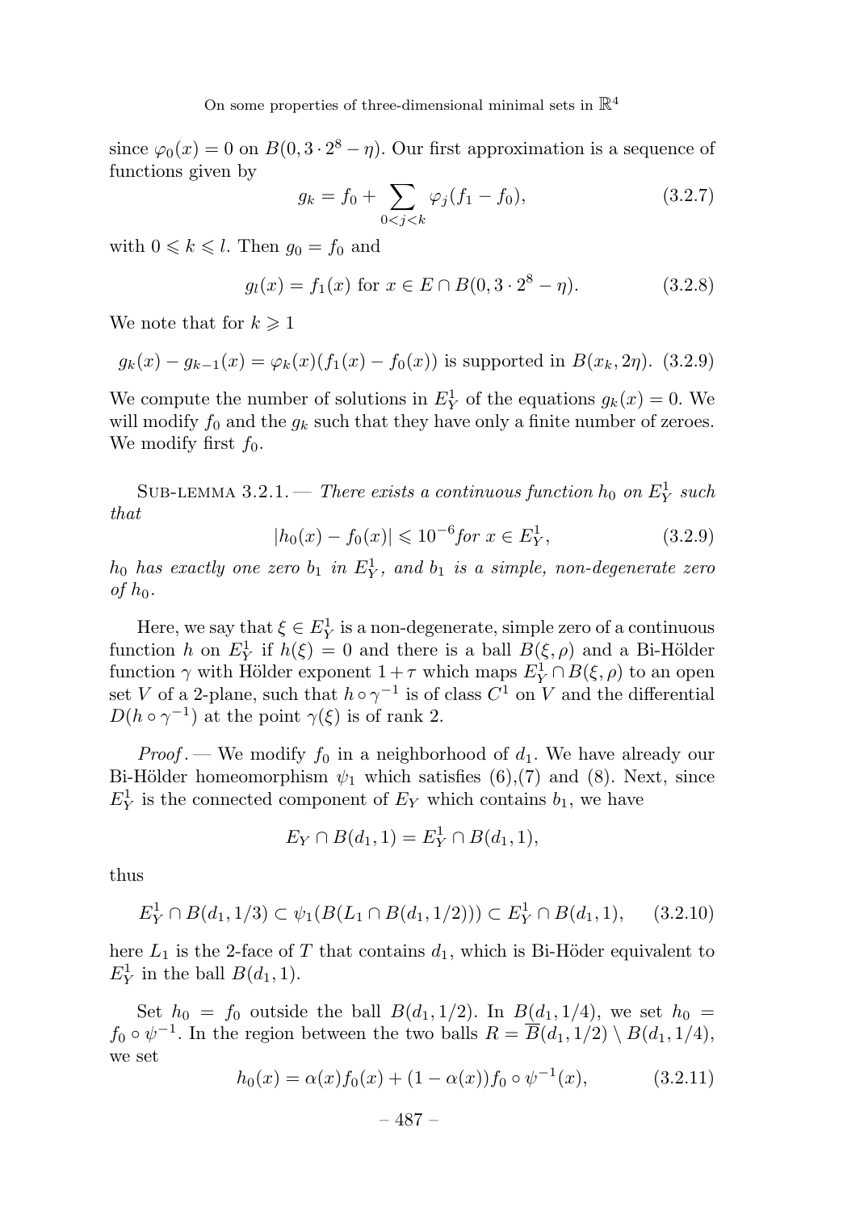since $\varphi_0(x) = 0$ on $B(0, 3 \cdot 2^8 - \eta)$. Our first approximation is a sequence of functions given by

$$g_k = f_0 + \sum_{0<j<k} \varphi_j (f_1 - f_0), \tag{3.2.7}$$

with $0 \leqslant k \leqslant l$. Then $g_0 = f_0$ and

$$g_l(x) = f_1(x) \text{ for } x \in E \cap B(0, 3 \cdot 2^8 - \eta). \tag{3.2.8}$$

We note that for $k \geqslant 1$

$$g_k(x) - g_{k-1}(x) = \varphi_k(x)(f_1(x) - f_0(x)) \text{ is supported in } B(x_k, 2\eta). \tag{3.2.9}$$

We compute the number of solutions in $E_Y^1$ of the equations $g_k(x) = 0$. We will modify $f_0$ and the $g_k$ such that they have only a finite number of zeroes. We modify first $f_0$.

Sub-lemma 3.2.1. — *There exists a continuous function $h_0$ on $E_Y^1$ such that*

$$|h_0(x) - f_0(x)| \leqslant 10^{-6} \textit{for } x \in E_Y^1, \tag{3.2.9}$$

*$h_0$ has exactly one zero $b_1$ in $E_Y^1$, and $b_1$ is a simple, non-degenerate zero of $h_0$.*

Here, we say that $\xi \in E_Y^1$ is a non-degenerate, simple zero of a continuous function $h$ on $E_Y^1$ if $h(\xi) = 0$ and there is a ball $B(\xi, \rho)$ and a Bi-Hölder function $\gamma$ with Hölder exponent $1 + \tau$ which maps $E_Y^1 \cap B(\xi, \rho)$ to an open set $V$ of a 2-plane, such that $h \circ \gamma^{-1}$ is of class $C^1$ on $V$ and the differential $D(h \circ \gamma^{-1})$ at the point $\gamma(\xi)$ is of rank 2.

*Proof*. — We modify $f_0$ in a neighborhood of $d_1$. We have already our Bi-Hölder homeomorphism $\psi_1$ which satisfies (6),(7) and (8). Next, since $E_Y^1$ is the connected component of $E_Y$ which contains $b_1$, we have

$$E_Y \cap B(d_1, 1) = E_Y^1 \cap B(d_1, 1),$$

thus

$$E_Y^1 \cap B(d_1, 1/3) \subset \psi_1(B(L_1 \cap B(d_1, 1/2))) \subset E_Y^1 \cap B(d_1, 1), \tag{3.2.10}$$

here $L_1$ is the 2-face of $T$ that contains $d_1$, which is Bi-Höder equivalent to $E_Y^1$ in the ball $B(d_1, 1)$.

Set $h_0 = f_0$ outside the ball $B(d_1, 1/2)$. In $B(d_1, 1/4)$, we set $h_0 = f_0 \circ \psi^{-1}$. In the region between the two balls $R = \overline{B}(d_1, 1/2) \setminus B(d_1, 1/4)$, we set

$$h_0(x) = \alpha(x) f_0(x) + (1 - \alpha(x)) f_0 \circ \psi^{-1}(x), \tag{3.2.11}$$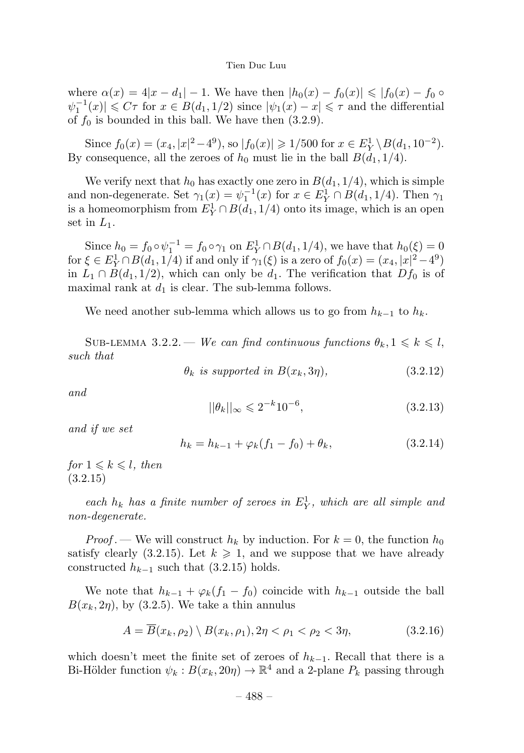where $\alpha(x) = 4|x - d_1| - 1$. We have then $|h_0(x) - f_0(x)| \leqslant |f_0(x) - f_0 \circ \psi_1^{-1}(x)| \leqslant C\tau$ for $x \in B(d_1, 1/2)$ since $|\psi_1(x) - x| \leqslant \tau$ and the differential of $f_0$ is bounded in this ball. We have then (3.2.9).

Since $f_0(x) = (x_4, |x|^2 - 4^9)$, so $|f_0(x)| \geqslant 1/500$ for $x \in E_Y^1 \setminus B(d_1, 10^{-2})$. By consequence, all the zeroes of $h_0$ must lie in the ball $B(d_1, 1/4)$.

We verify next that $h_0$ has exactly one zero in $B(d_1, 1/4)$, which is simple and non-degenerate. Set $\gamma_1(x) = \psi_1^{-1}(x)$ for $x \in E_Y^1 \cap B(d_1, 1/4)$. Then $\gamma_1$ is a homeomorphism from $E_Y^1 \cap B(d_1, 1/4)$ onto its image, which is an open set in $L_1$.

Since $h_0 = f_0 \circ \psi_1^{-1} = f_0 \circ \gamma_1$ on $E_Y^1 \cap B(d_1, 1/4)$, we have that $h_0(\xi) = 0$ for $\xi \in E_Y^1 \cap B(d_1, 1/4)$ if and only if $\gamma_1(\xi)$ is a zero of $f_0(x) = (x_4, |x|^2 - 4^9)$ in $L_1 \cap B(d_1, 1/2)$, which can only be $d_1$. The verification that $Df_0$ is of maximal rank at $d_1$ is clear. The sub-lemma follows.

We need another sub-lemma which allows us to go from $h_{k-1}$ to $h_k$.

Sub-lemma 3.2.2. — *We can find continuous functions $\theta_k, 1 \leqslant k \leqslant l$, such that*

$$\theta_k \text{ is supported in } B(x_k, 3\eta), \tag{3.2.12}$$

*and*

$$||\theta_k||_\infty \leqslant 2^{-k} 10^{-6}, \tag{3.2.13}$$

*and if we set*

$$h_k = h_{k-1} + \varphi_k(f_1 - f_0) + \theta_k, \tag{3.2.14}$$

*for $1 \leqslant k \leqslant l$, then*
(3.2.15)

*each $h_k$ has a finite number of zeroes in $E_Y^1$, which are all simple and non-degenerate.*

*Proof*. — We will construct $h_k$ by induction. For $k = 0$, the function $h_0$ satisfy clearly (3.2.15). Let $k \geqslant 1$, and we suppose that we have already constructed $h_{k-1}$ such that (3.2.15) holds.

We note that $h_{k-1} + \varphi_k(f_1 - f_0)$ coincide with $h_{k-1}$ outside the ball $B(x_k, 2\eta)$, by (3.2.5). We take a thin annulus

$$A = \overline{B}(x_k, \rho_2) \setminus B(x_k, \rho_1), 2\eta < \rho_1 < \rho_2 < 3\eta, \tag{3.2.16}$$

which doesn't meet the finite set of zeroes of $h_{k-1}$. Recall that there is a Bi-Hölder function $\psi_k : B(x_k, 20\eta) \to \mathbb{R}^4$ and a 2-plane $P_k$ passing through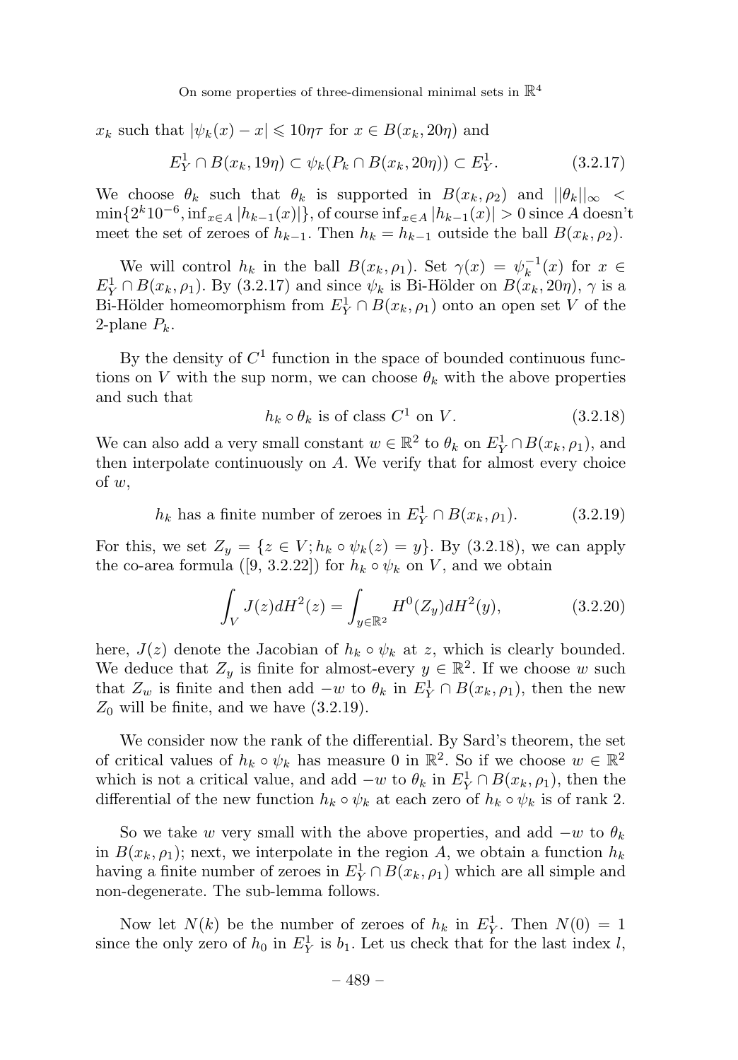$x_k$ such that $|\psi_k(x) - x| \leqslant 10\eta\tau$ for $x \in B(x_k, 20\eta)$ and

$$E_Y^1 \cap B(x_k, 19\eta) \subset \psi_k(P_k \cap B(x_k, 20\eta)) \subset E_Y^1. \tag{3.2.17}$$

We choose $\theta_k$ such that $\theta_k$ is supported in $B(x_k, \rho_2)$ and $||\theta_k||_\infty < \min\{2^k 10^{-6}, \inf_{x\in A} |h_{k-1}(x)|\}$, of course $\inf_{x\in A} |h_{k-1}(x)| > 0$ since $A$ doesn't meet the set of zeroes of $h_{k-1}$. Then $h_k = h_{k-1}$ outside the ball $B(x_k, \rho_2)$.

We will control $h_k$ in the ball $B(x_k, \rho_1)$. Set $\gamma(x) = \psi_k^{-1}(x)$ for $x \in E_Y^1 \cap B(x_k, \rho_1)$. By (3.2.17) and since $\psi_k$ is Bi-Hölder on $B(x_k, 20\eta)$, $\gamma$ is a Bi-Hölder homeomorphism from $E_Y^1 \cap B(x_k, \rho_1)$ onto an open set $V$ of the 2-plane $P_k$.

By the density of $C^1$ function in the space of bounded continuous functions on $V$ with the sup norm, we can choose $\theta_k$ with the above properties and such that

$$h_k \circ \theta_k \text{ is of class } C^1 \text{ on } V. \tag{3.2.18}$$

We can also add a very small constant $w \in \mathbb{R}^2$ to $\theta_k$ on $E_Y^1 \cap B(x_k, \rho_1)$, and then interpolate continuously on $A$. We verify that for almost every choice of $w$,

$$h_k \text{ has a finite number of zeroes in } E_Y^1 \cap B(x_k, \rho_1). \tag{3.2.19}$$

For this, we set $Z_y = \{z \in V; h_k \circ \psi_k(z) = y\}$. By (3.2.18), we can apply the co-area formula ([9, 3.2.22]) for $h_k \circ \psi_k$ on $V$, and we obtain

$$\int_V J(z) dH^2(z) = \int_{y\in\mathbb{R}^2} H^0(Z_y) dH^2(y), \tag{3.2.20}$$

here, $J(z)$ denote the Jacobian of $h_k \circ \psi_k$ at $z$, which is clearly bounded. We deduce that $Z_y$ is finite for almost-every $y \in \mathbb{R}^2$. If we choose $w$ such that $Z_w$ is finite and then add $-w$ to $\theta_k$ in $E_Y^1 \cap B(x_k, \rho_1)$, then the new $Z_0$ will be finite, and we have (3.2.19).

We consider now the rank of the differential. By Sard's theorem, the set of critical values of $h_k \circ \psi_k$ has measure 0 in $\mathbb{R}^2$. So if we choose $w \in \mathbb{R}^2$ which is not a critical value, and add $-w$ to $\theta_k$ in $E_Y^1 \cap B(x_k, \rho_1)$, then the differential of the new function $h_k \circ \psi_k$ at each zero of $h_k \circ \psi_k$ is of rank 2.

So we take $w$ very small with the above properties, and add $-w$ to $\theta_k$ in $B(x_k, \rho_1)$; next, we interpolate in the region $A$, we obtain a function $h_k$ having a finite number of zeroes in $E_Y^1 \cap B(x_k, \rho_1)$ which are all simple and non-degenerate. The sub-lemma follows.

Now let $N(k)$ be the number of zeroes of $h_k$ in $E_Y^1$. Then $N(0) = 1$ since the only zero of $h_0$ in $E_Y^1$ is $b_1$. Let us check that for the last index $l$,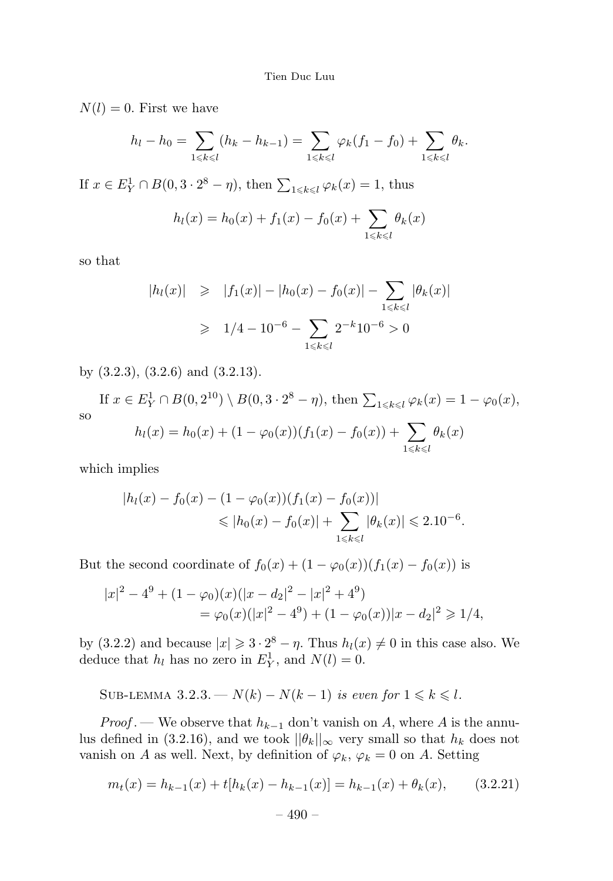$N(l) = 0$. First we have

$$h_l - h_0 = \sum_{1 \leqslant k \leqslant l} (h_k - h_{k-1}) = \sum_{1 \leqslant k \leqslant l} \varphi_k (f_1 - f_0) + \sum_{1 \leqslant k \leqslant l} \theta_k.$$

If $x \in E_Y^1 \cap B(0, 3 \cdot 2^8 - \eta)$, then $\sum_{1 \leqslant k \leqslant l} \varphi_k(x) = 1$, thus

$$h_l(x) = h_0(x) + f_1(x) - f_0(x) + \sum_{1 \leqslant k \leqslant l} \theta_k(x)$$

so that

$$\begin{aligned} |h_l(x)| &\geqslant |f_1(x)| - |h_0(x) - f_0(x)| - \sum_{1 \leqslant k \leqslant l} |\theta_k(x)| \\ &\geqslant 1/4 - 10^{-6} - \sum_{1 \leqslant k \leqslant l} 2^{-k} 10^{-6} > 0 \end{aligned}$$

by (3.2.3), (3.2.6) and (3.2.13).

If $x \in E_Y^1 \cap B(0, 2^{10}) \setminus B(0, 3 \cdot 2^8 - \eta)$, then $\sum_{1 \leqslant k \leqslant l} \varphi_k(x) = 1 - \varphi_0(x)$, so

$$h_l(x) = h_0(x) + (1 - \varphi_0(x))(f_1(x) - f_0(x)) + \sum_{1 \leqslant k \leqslant l} \theta_k(x)$$

which implies

$$\begin{aligned} |h_l(x) - f_0(x) - (1 - \varphi_0(x))(f_1(x) - f_0(x))| \\ \leqslant |h_0(x) - f_0(x)| + \sum_{1 \leqslant k \leqslant l} |\theta_k(x)| \leqslant 2.10^{-6}. \end{aligned}$$

But the second coordinate of $f_0(x) + (1 - \varphi_0(x))(f_1(x) - f_0(x))$ is

$$\begin{aligned} |x|^2 - 4^9 + (1 - \varphi_0)(x)(|x - d_2|^2 - |x|^2 + 4^9) \\ = \varphi_0(x)(|x|^2 - 4^9) + (1 - \varphi_0(x))|x - d_2|^2 \geqslant 1/4, \end{aligned}$$

by (3.2.2) and because $|x| \geqslant 3 \cdot 2^8 - \eta$. Thus $h_l(x) \neq 0$ in this case also. We deduce that $h_l$ has no zero in $E_Y^1$, and $N(l) = 0$.

Sub-lemma 3.2.3. — *$N(k) - N(k-1)$ is even for $1 \leqslant k \leqslant l$.*

*Proof*. — We observe that $h_{k-1}$ don't vanish on $A$, where $A$ is the annulus defined in (3.2.16), and we took $||\theta_k||_\infty$ very small so that $h_k$ does not vanish on $A$ as well. Next, by definition of $\varphi_k$, $\varphi_k = 0$ on $A$. Setting

$$m_t(x) = h_{k-1}(x) + t[h_k(x) - h_{k-1}(x)] = h_{k-1}(x) + \theta_k(x), \tag{3.2.21}$$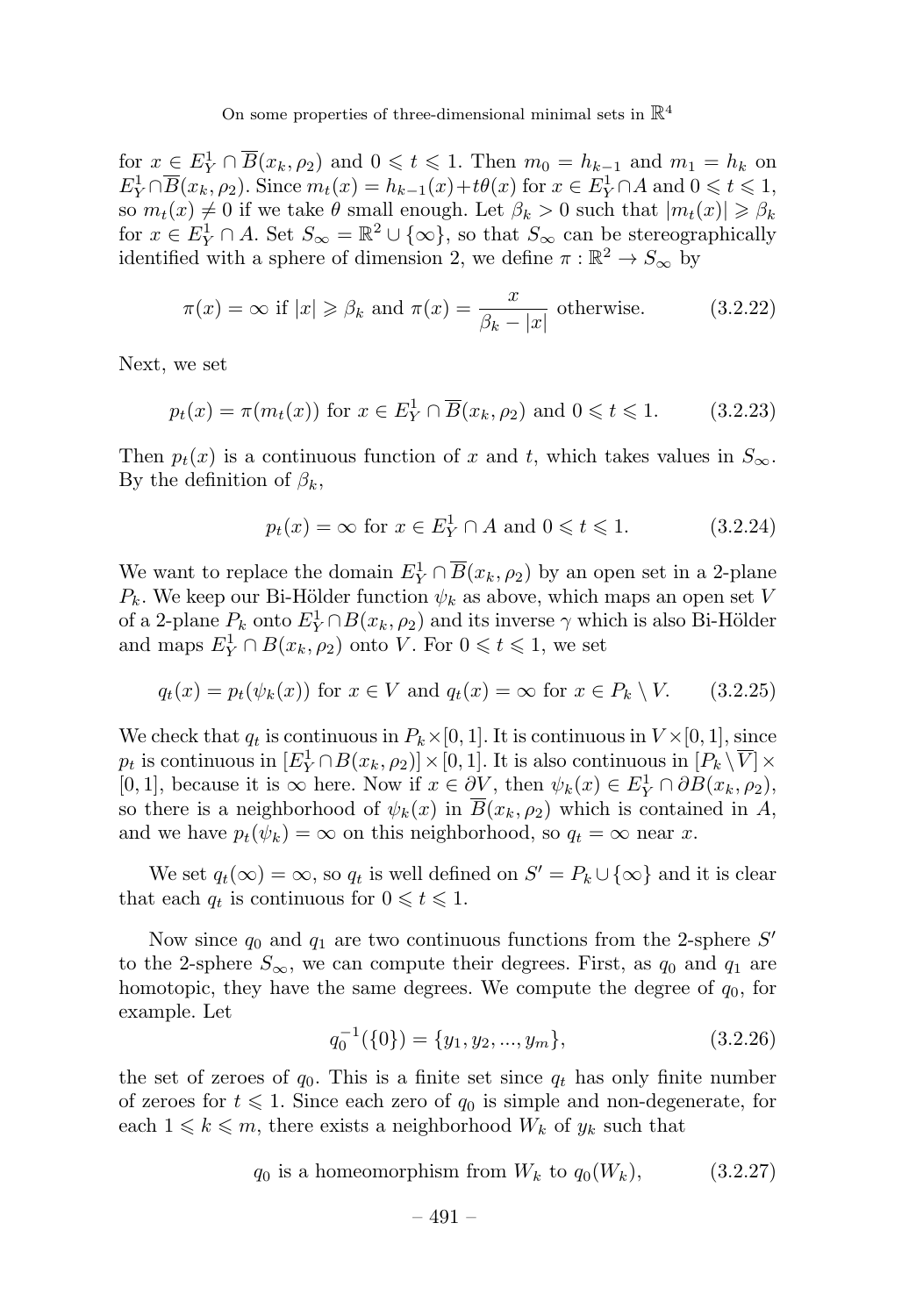for $x \in E_Y^1 \cap \overline{B}(x_k, \rho_2)$ and $0 \leqslant t \leqslant 1$. Then $m_0 = h_{k-1}$ and $m_1 = h_k$ on $E_Y^1 \cap \overline{B}(x_k, \rho_2)$. Since $m_t(x) = h_{k-1}(x) + t\theta(x)$ for $x \in E_Y^1 \cap A$ and $0 \leqslant t \leqslant 1$, so $m_t(x) \neq 0$ if we take $\theta$ small enough. Let $\beta_k > 0$ such that $|m_t(x)| \geqslant \beta_k$ for $x \in E_Y^1 \cap A$. Set $S_\infty = \mathbb{R}^2 \cup \{\infty\}$, so that $S_\infty$ can be stereographically identified with a sphere of dimension 2, we define $\pi : \mathbb{R}^2 \to S_\infty$ by

$$\pi(x) = \infty \text{ if } |x| \geqslant \beta_k \text{ and } \pi(x) = \frac{x}{\beta_k - |x|} \text{ otherwise.} \tag{3.2.22}$$

Next, we set

$$p_t(x) = \pi(m_t(x)) \text{ for } x \in E_Y^1 \cap \overline{B}(x_k, \rho_2) \text{ and } 0 \leqslant t \leqslant 1. \tag{3.2.23}$$

Then $p_t(x)$ is a continuous function of $x$ and $t$, which takes values in $S_\infty$. By the definition of $\beta_k$,

$$p_t(x) = \infty \text{ for } x \in E_Y^1 \cap A \text{ and } 0 \leqslant t \leqslant 1. \tag{3.2.24}$$

We want to replace the domain $E_Y^1 \cap \overline{B}(x_k, \rho_2)$ by an open set in a 2-plane $P_k$. We keep our Bi-Hölder function $\psi_k$ as above, which maps an open set $V$ of a 2-plane $P_k$ onto $E_Y^1 \cap B(x_k, \rho_2)$ and its inverse $\gamma$ which is also Bi-Hölder and maps $E_Y^1 \cap B(x_k, \rho_2)$ onto $V$. For $0 \leqslant t \leqslant 1$, we set

$$q_t(x) = p_t(\psi_k(x)) \text{ for } x \in V \text{ and } q_t(x) = \infty \text{ for } x \in P_k \setminus V. \tag{3.2.25}$$

We check that $q_t$ is continuous in $P_k \times [0,1]$. It is continuous in $V \times [0,1]$, since $p_t$ is continuous in $[E_Y^1 \cap B(x_k, \rho_2)] \times [0,1]$. It is also continuous in $[P_k \setminus \overline{V}] \times [0,1]$, because it is $\infty$ here. Now if $x \in \partial V$, then $\psi_k(x) \in E_Y^1 \cap \partial B(x_k, \rho_2)$, so there is a neighborhood of $\psi_k(x)$ in $\overline{B}(x_k, \rho_2)$ which is contained in $A$, and we have $p_t(\psi_k) = \infty$ on this neighborhood, so $q_t = \infty$ near $x$.

We set $q_t(\infty) = \infty$, so $q_t$ is well defined on $S' = P_k \cup \{\infty\}$ and it is clear that each $q_t$ is continuous for $0 \leqslant t \leqslant 1$.

Now since $q_0$ and $q_1$ are two continuous functions from the 2-sphere $S'$ to the 2-sphere $S_\infty$, we can compute their degrees. First, as $q_0$ and $q_1$ are homotopic, they have the same degrees. We compute the degree of $q_0$, for example. Let

$$q_0^{-1}(\{0\}) = \{y_1, y_2, ..., y_m\}, \tag{3.2.26}$$

the set of zeroes of $q_0$. This is a finite set since $q_t$ has only finite number of zeroes for $t \leqslant 1$. Since each zero of $q_0$ is simple and non-degenerate, for each $1 \leqslant k \leqslant m$, there exists a neighborhood $W_k$ of $y_k$ such that

$$q_0 \text{ is a homeomorphism from } W_k \text{ to } q_0(W_k), \tag{3.2.27}$$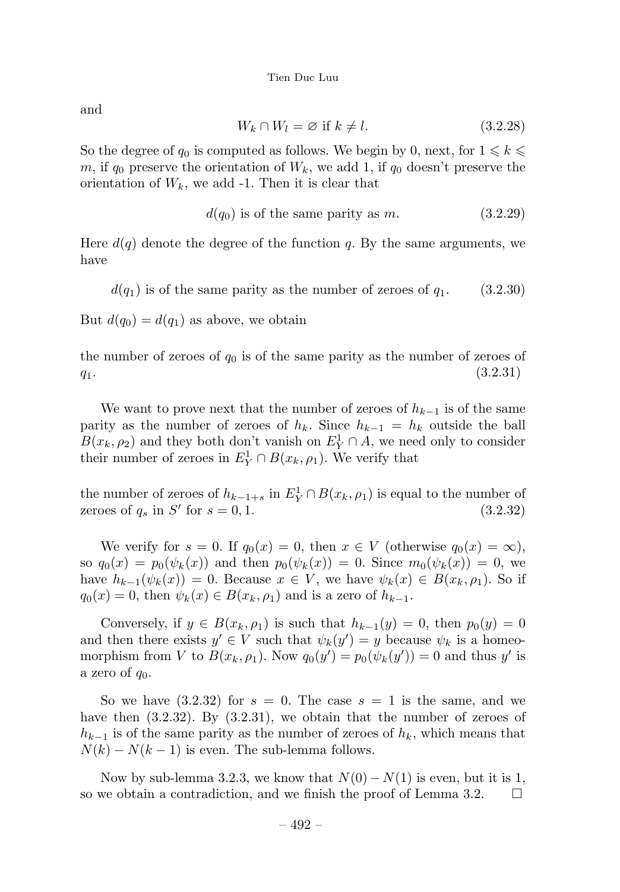and

$$W_k \cap W_l = \varnothing \text{ if } k \neq l. \tag{3.2.28}$$

So the degree of $q_0$ is computed as follows. We begin by 0, next, for $1 \leqslant k \leqslant m$, if $q_0$ preserve the orientation of $W_k$, we add 1, if $q_0$ doesn't preserve the orientation of $W_k$, we add -1. Then it is clear that

$$d(q_0) \text{ is of the same parity as } m. \tag{3.2.29}$$

Here $d(q)$ denote the degree of the function $q$. By the same arguments, we have

$$d(q_1) \text{ is of the same parity as the number of zeroes of } q_1. \tag{3.2.30}$$

But $d(q_0) = d(q_1)$ as above, we obtain

the number of zeroes of $q_0$ is of the same parity as the number of zeroes of $q_1$. (3.2.31)

We want to prove next that the number of zeroes of $h_{k-1}$ is of the same parity as the number of zeroes of $h_k$. Since $h_{k-1} = h_k$ outside the ball $B(x_k, \rho_2)$ and they both don't vanish on $E_Y^1 \cap A$, we need only to consider their number of zeroes in $E_Y^1 \cap B(x_k, \rho_1)$. We verify that

the number of zeroes of $h_{k-1+s}$ in $E_Y^1 \cap B(x_k, \rho_1)$ is equal to the number of zeroes of $q_s$ in $S'$ for $s = 0, 1$. (3.2.32)

We verify for $s = 0$. If $q_0(x) = 0$, then $x \in V$ (otherwise $q_0(x) = \infty$), so $q_0(x) = p_0(\psi_k(x))$ and then $p_0(\psi_k(x)) = 0$. Since $m_0(\psi_k(x)) = 0$, we have $h_{k-1}(\psi_k(x)) = 0$. Because $x \in V$, we have $\psi_k(x) \in B(x_k, \rho_1)$. So if $q_0(x) = 0$, then $\psi_k(x) \in B(x_k, \rho_1)$ and is a zero of $h_{k-1}$.

Conversely, if $y \in B(x_k, \rho_1)$ is such that $h_{k-1}(y) = 0$, then $p_0(y) = 0$ and then there exists $y' \in V$ such that $\psi_k(y') = y$ because $\psi_k$ is a homeomorphism from $V$ to $B(x_k, \rho_1)$. Now $q_0(y') = p_0(\psi_k(y')) = 0$ and thus $y'$ is a zero of $q_0$.

So we have (3.2.32) for $s = 0$. The case $s = 1$ is the same, and we have then (3.2.32). By (3.2.31), we obtain that the number of zeroes of $h_{k-1}$ is of the same parity as the number of zeroes of $h_k$, which means that $N(k) - N(k-1)$ is even. The sub-lemma follows.

Now by sub-lemma 3.2.3, we know that $N(0) - N(1)$ is even, but it is 1, so we obtain a contradiction, and we finish the proof of Lemma 3.2. □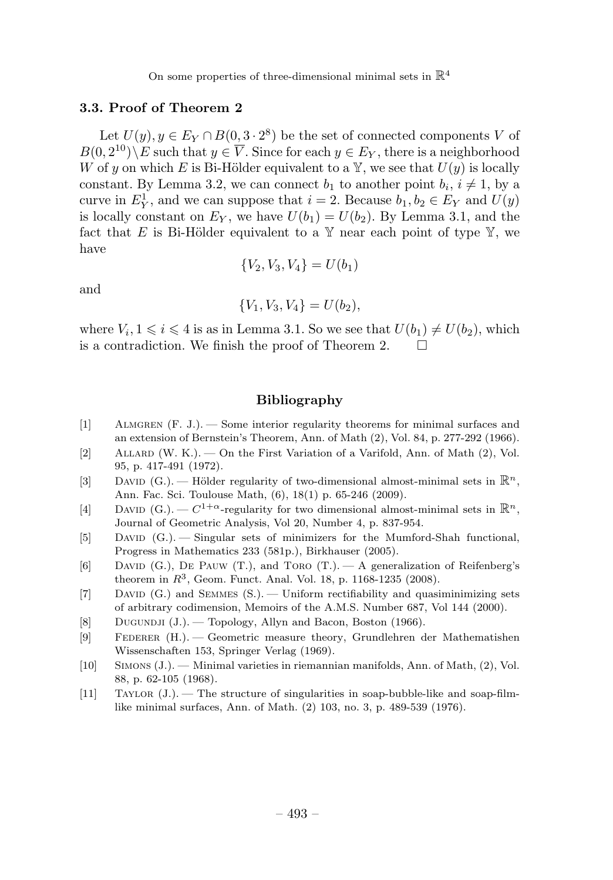### 3.3. Proof of Theorem 2

Let $U(y), y \in E_Y \cap B(0, 3 \cdot 2^8)$ be the set of connected components $V$ of $B(0, 2^{10}) \setminus E$ such that $y \in \overline{V}$. Since for each $y \in E_Y$, there is a neighborhood $W$ of $y$ on which $E$ is Bi-Hölder equivalent to a $\mathbb{Y}$, we see that $U(y)$ is locally constant. By Lemma 3.2, we can connect $b_1$ to another point $b_i$, $i \neq 1$, by a curve in $E_Y^1$, and we can suppose that $i = 2$. Because $b_1, b_2 \in E_Y$ and $U(y)$ is locally constant on $E_Y$, we have $U(b_1) = U(b_2)$. By Lemma 3.1, and the fact that $E$ is Bi-Hölder equivalent to a $\mathbb{Y}$ near each point of type $\mathbb{Y}$, we have

$$\{V_2, V_3, V_4\} = U(b_1)$$

and

$$\{V_1, V_3, V_4\} = U(b_2),$$

where $V_i, 1 \leqslant i \leqslant 4$ is as in Lemma 3.1. So we see that $U(b_1) \neq U(b_2)$, which is a contradiction. We finish the proof of Theorem 2. □

## Bibliography

[1] Almgren (F. J.). — Some interior regularity theorems for minimal surfaces and an extension of Bernstein's Theorem, Ann. of Math (2), Vol. 84, p. 277-292 (1966).

[2] Allard (W. K.). — On the First Variation of a Varifold, Ann. of Math (2), Vol. 95, p. 417-491 (1972).

[3] David (G.). — Hölder regularity of two-dimensional almost-minimal sets in $\mathbb{R}^n$, Ann. Fac. Sci. Toulouse Math, (6), 18(1) p. 65-246 (2009).

[4] David (G.). — $C^{1+\alpha}$-regularity for two dimensional almost-minimal sets in $\mathbb{R}^n$, Journal of Geometric Analysis, Vol 20, Number 4, p. 837-954.

[5] David (G.). — Singular sets of minimizers for the Mumford-Shah functional, Progress in Mathematics 233 (581p.), Birkhauser (2005).

[6] David (G.), De Pauw (T.), and Toro (T.). — A generalization of Reifenberg's theorem in $R^3$, Geom. Funct. Anal. Vol. 18, p. 1168-1235 (2008).

[7] David (G.) and Semmes (S.). — Uniform rectifiability and quasiminimizing sets of arbitrary codimension, Memoirs of the A.M.S. Number 687, Vol 144 (2000).

[8] Dugundji (J.). — Topology, Allyn and Bacon, Boston (1966).

[9] Federer (H.). — Geometric measure theory, Grundlehren der Mathematishen Wissenschaften 153, Springer Verlag (1969).

[10] Simons (J.). — Minimal varieties in riemannian manifolds, Ann. of Math, (2), Vol. 88, p. 62-105 (1968).

[11] Taylor (J.). — The structure of singularities in soap-bubble-like and soap-film-like minimal surfaces, Ann. of Math. (2) 103, no. 3, p. 489-539 (1976).